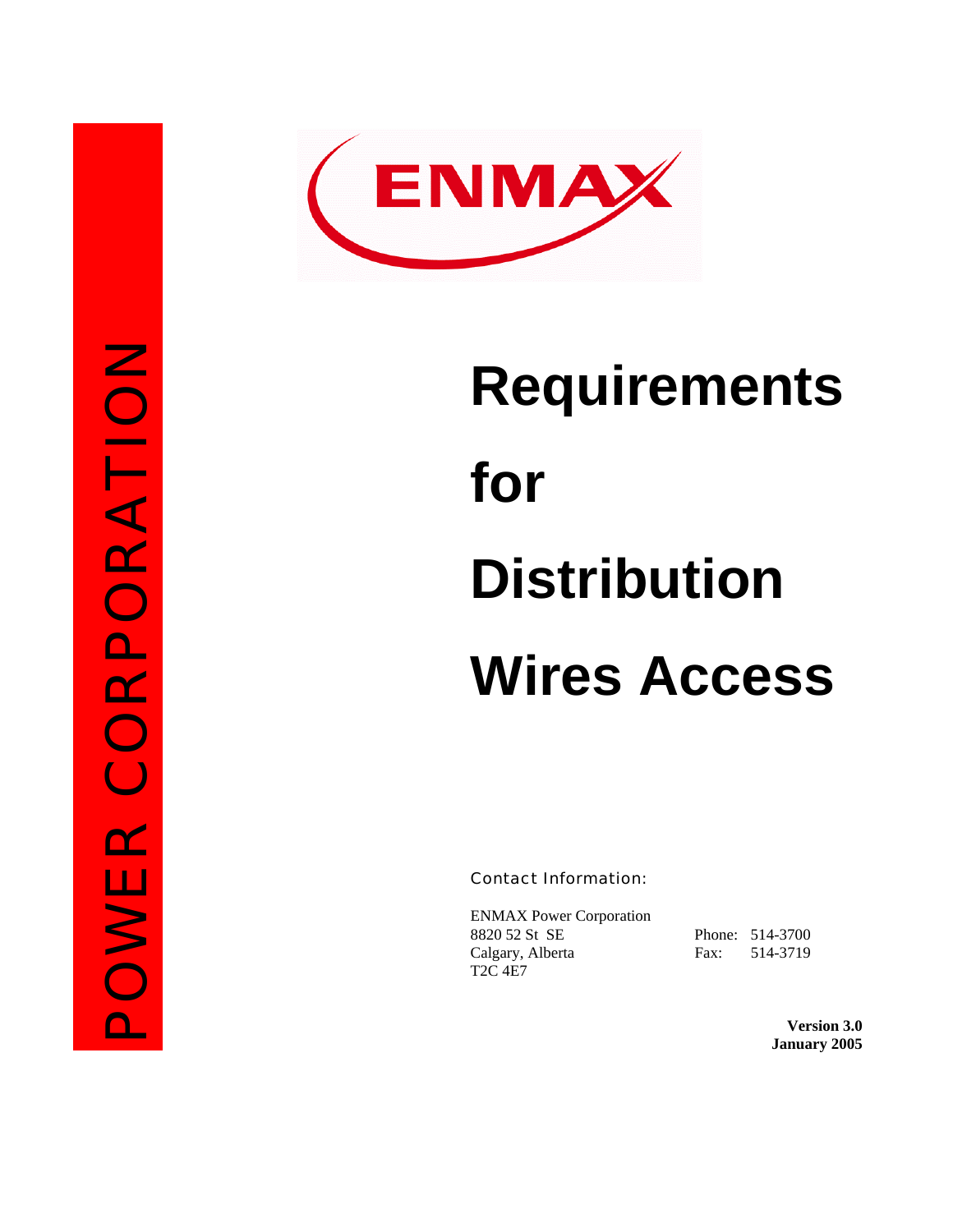ENMAX

POWER CORPORATION

# Requirements for Distribution Wires Access

Contact Information:

ENMAX Power Corporation
8820 52 St SE
Calgary, Alberta
T2C 4E7

Phone: 514-3700
Fax: 514-3719

**Version 3.0**
**January 2005**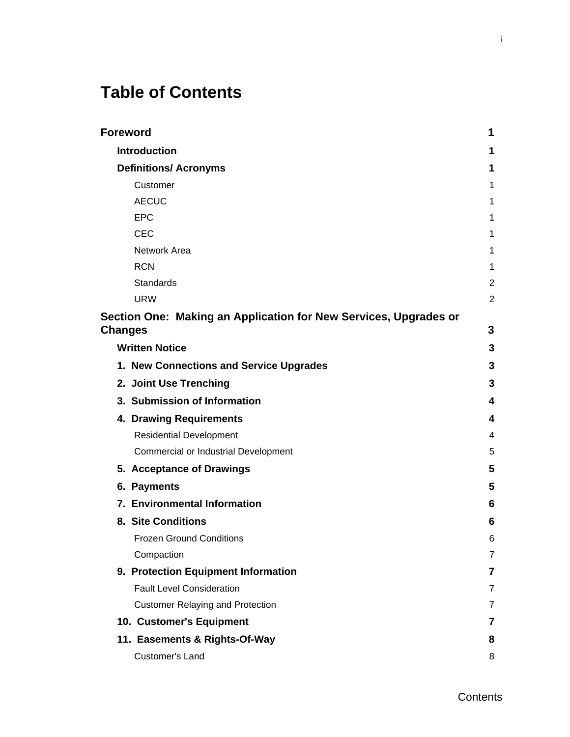# Table of Contents

| | |
|---|---|
| **Foreword** | **1** |
| **Introduction** | **1** |
| **Definitions/ Acronyms** | **1** |
| Customer | 1 |
| AECUC | 1 |
| EPC | 1 |
| CEC | 1 |
| Network Area | 1 |
| RCN | 1 |
| Standards | 2 |
| URW | 2 |
| **Section One: Making an Application for New Services, Upgrades or Changes** | **3** |
| **Written Notice** | **3** |
| **1. New Connections and Service Upgrades** | **3** |
| **2. Joint Use Trenching** | **3** |
| **3. Submission of Information** | **4** |
| **4. Drawing Requirements** | **4** |
| Residential Development | 4 |
| Commercial or Industrial Development | 5 |
| **5. Acceptance of Drawings** | **5** |
| **6. Payments** | **5** |
| **7. Environmental Information** | **6** |
| **8. Site Conditions** | **6** |
| Frozen Ground Conditions | 6 |
| Compaction | 7 |
| **9. Protection Equipment Information** | **7** |
| Fault Level Consideration | 7 |
| Customer Relaying and Protection | 7 |
| **10. Customer's Equipment** | **7** |
| **11. Easements & Rights-Of-Way** | **8** |
| Customer's Land | 8 |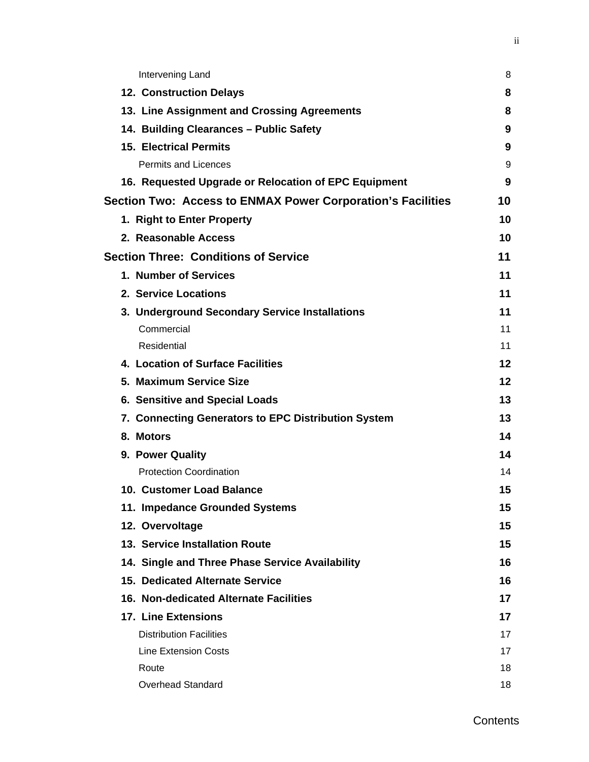| | |
|---|---|
| Intervening Land | 8 |
| **12. Construction Delays** | **8** |
| **13. Line Assignment and Crossing Agreements** | **8** |
| **14. Building Clearances – Public Safety** | **9** |
| **15. Electrical Permits** | **9** |
| Permits and Licences | 9 |
| **16. Requested Upgrade or Relocation of EPC Equipment** | **9** |
| **Section Two: Access to ENMAX Power Corporation's Facilities** | **10** |
| **1. Right to Enter Property** | **10** |
| **2. Reasonable Access** | **10** |
| **Section Three: Conditions of Service** | **11** |
| **1. Number of Services** | **11** |
| **2. Service Locations** | **11** |
| **3. Underground Secondary Service Installations** | **11** |
| Commercial | 11 |
| Residential | 11 |
| **4. Location of Surface Facilities** | **12** |
| **5. Maximum Service Size** | **12** |
| **6. Sensitive and Special Loads** | **13** |
| **7. Connecting Generators to EPC Distribution System** | **13** |
| **8. Motors** | **14** |
| **9. Power Quality** | **14** |
| Protection Coordination | 14 |
| **10. Customer Load Balance** | **15** |
| **11. Impedance Grounded Systems** | **15** |
| **12. Overvoltage** | **15** |
| **13. Service Installation Route** | **15** |
| **14. Single and Three Phase Service Availability** | **16** |
| **15. Dedicated Alternate Service** | **16** |
| **16. Non-dedicated Alternate Facilities** | **17** |
| **17. Line Extensions** | **17** |
| Distribution Facilities | 17 |
| Line Extension Costs | 17 |
| Route | 18 |
| Overhead Standard | 18 |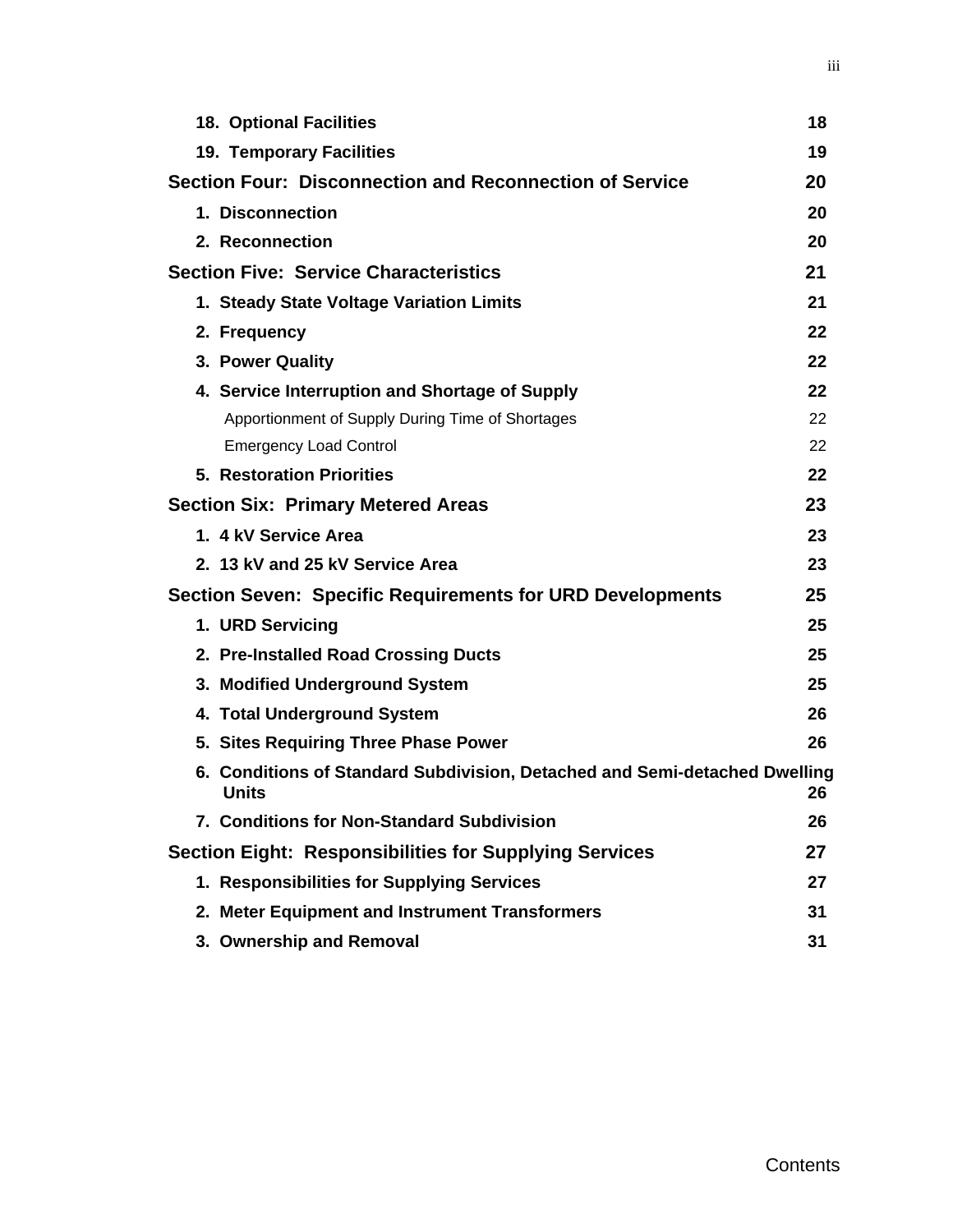| | |
|---|---|
| **18. Optional Facilities** | **18** |
| **19. Temporary Facilities** | **19** |
| **Section Four: Disconnection and Reconnection of Service** | **20** |
| **1. Disconnection** | **20** |
| **2. Reconnection** | **20** |
| **Section Five: Service Characteristics** | **21** |
| **1. Steady State Voltage Variation Limits** | **21** |
| **2. Frequency** | **22** |
| **3. Power Quality** | **22** |
| **4. Service Interruption and Shortage of Supply** | **22** |
| Apportionment of Supply During Time of Shortages | 22 |
| Emergency Load Control | 22 |
| **5. Restoration Priorities** | **22** |
| **Section Six: Primary Metered Areas** | **23** |
| **1. 4 kV Service Area** | **23** |
| **2. 13 kV and 25 kV Service Area** | **23** |
| **Section Seven: Specific Requirements for URD Developments** | **25** |
| **1. URD Servicing** | **25** |
| **2. Pre-Installed Road Crossing Ducts** | **25** |
| **3. Modified Underground System** | **25** |
| **4. Total Underground System** | **26** |
| **5. Sites Requiring Three Phase Power** | **26** |
| **6. Conditions of Standard Subdivision, Detached and Semi-detached Dwelling Units** | **26** |
| **7. Conditions for Non-Standard Subdivision** | **26** |
| **Section Eight: Responsibilities for Supplying Services** | **27** |
| **1. Responsibilities for Supplying Services** | **27** |
| **2. Meter Equipment and Instrument Transformers** | **31** |
| **3. Ownership and Removal** | **31** |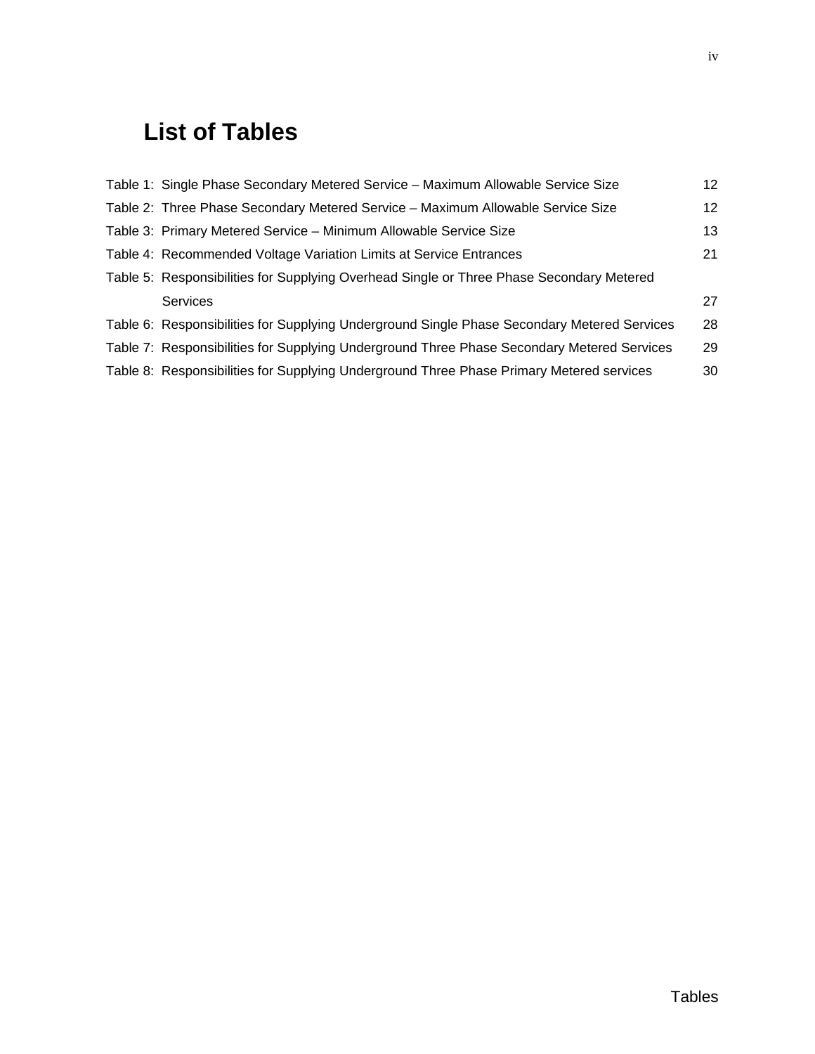# List of Tables

| | |
|---|---|
| Table 1: Single Phase Secondary Metered Service – Maximum Allowable Service Size | 12 |
| Table 2: Three Phase Secondary Metered Service – Maximum Allowable Service Size | 12 |
| Table 3: Primary Metered Service – Minimum Allowable Service Size | 13 |
| Table 4: Recommended Voltage Variation Limits at Service Entrances | 21 |
| Table 5: Responsibilities for Supplying Overhead Single or Three Phase Secondary Metered Services | 27 |
| Table 6: Responsibilities for Supplying Underground Single Phase Secondary Metered Services | 28 |
| Table 7: Responsibilities for Supplying Underground Three Phase Secondary Metered Services | 29 |
| Table 8: Responsibilities for Supplying Underground Three Phase Primary Metered services | 30 |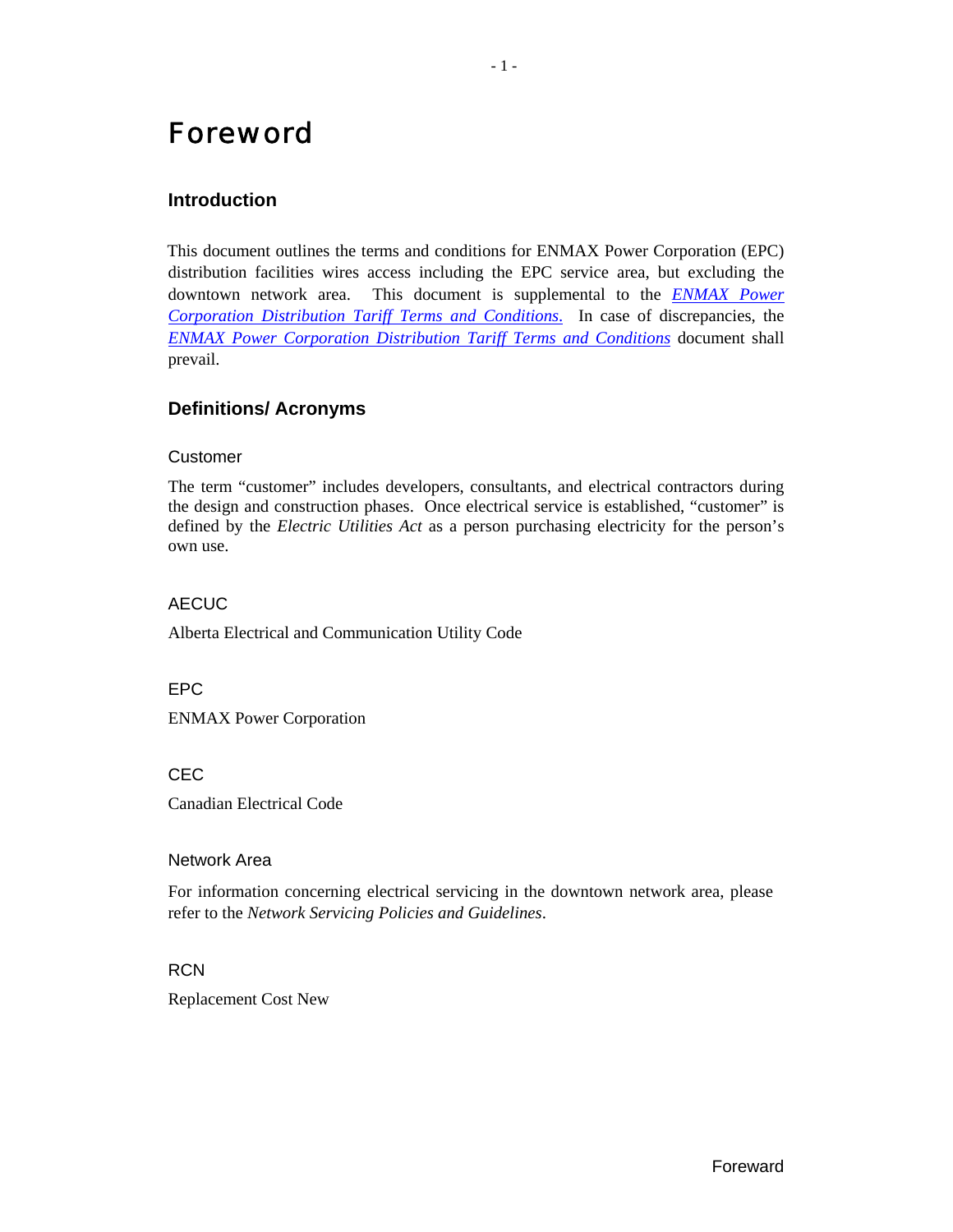# Foreword

## Introduction

This document outlines the terms and conditions for ENMAX Power Corporation (EPC) distribution facilities wires access including the EPC service area, but excluding the downtown network area. This document is supplemental to the *ENMAX Power Corporation Distribution Tariff Terms and Conditions.* In case of discrepancies, the *ENMAX Power Corporation Distribution Tariff Terms and Conditions* document shall prevail.

## Definitions/ Acronyms

### Customer

The term "customer" includes developers, consultants, and electrical contractors during the design and construction phases. Once electrical service is established, "customer" is defined by the *Electric Utilities Act* as a person purchasing electricity for the person's own use.

### AECUC

Alberta Electrical and Communication Utility Code

### EPC

ENMAX Power Corporation

### CEC

Canadian Electrical Code

### Network Area

For information concerning electrical servicing in the downtown network area, please refer to the *Network Servicing Policies and Guidelines*.

### RCN

Replacement Cost New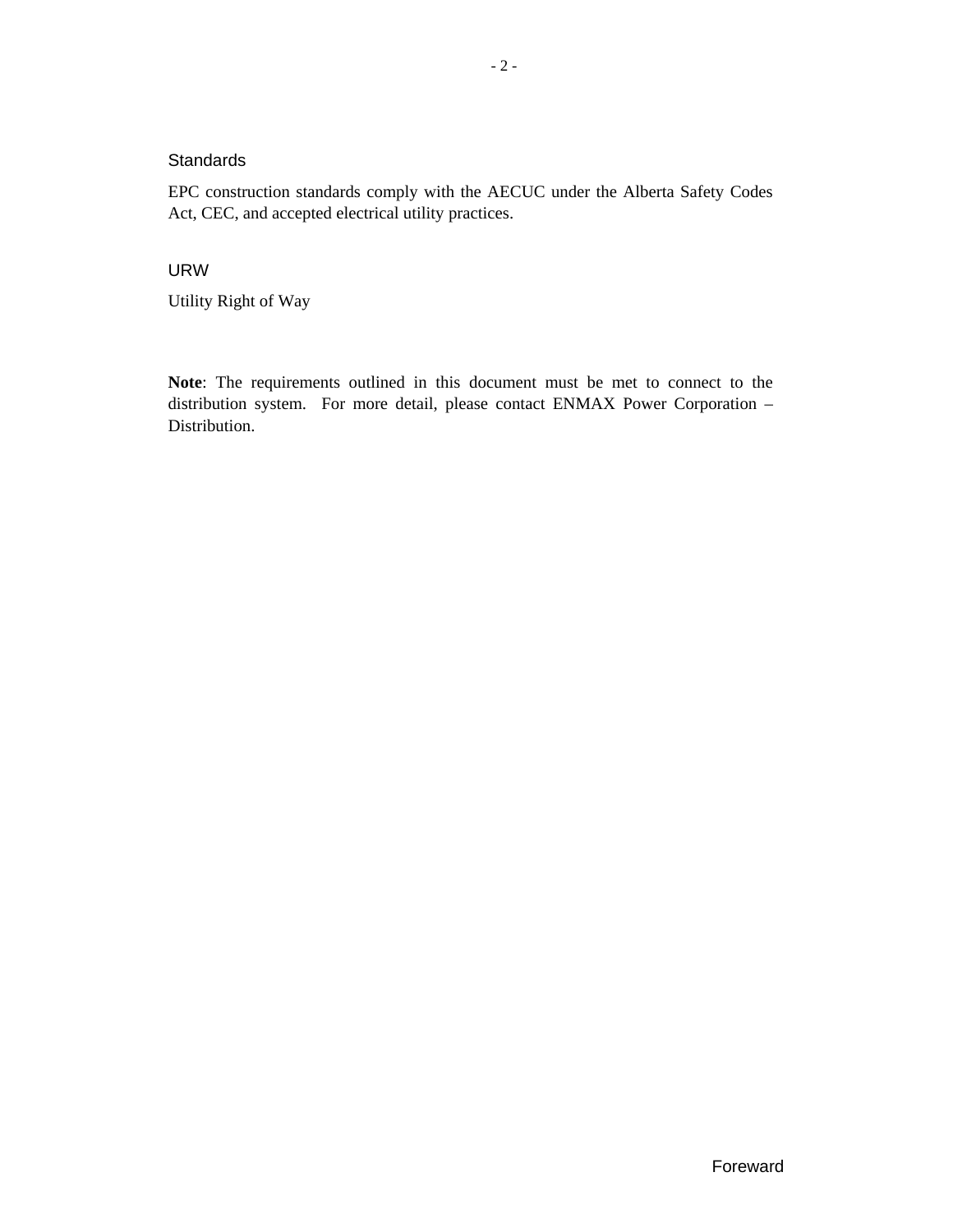### Standards

EPC construction standards comply with the AECUC under the Alberta Safety Codes Act, CEC, and accepted electrical utility practices.

### URW

Utility Right of Way

**Note**: The requirements outlined in this document must be met to connect to the distribution system. For more detail, please contact ENMAX Power Corporation – Distribution.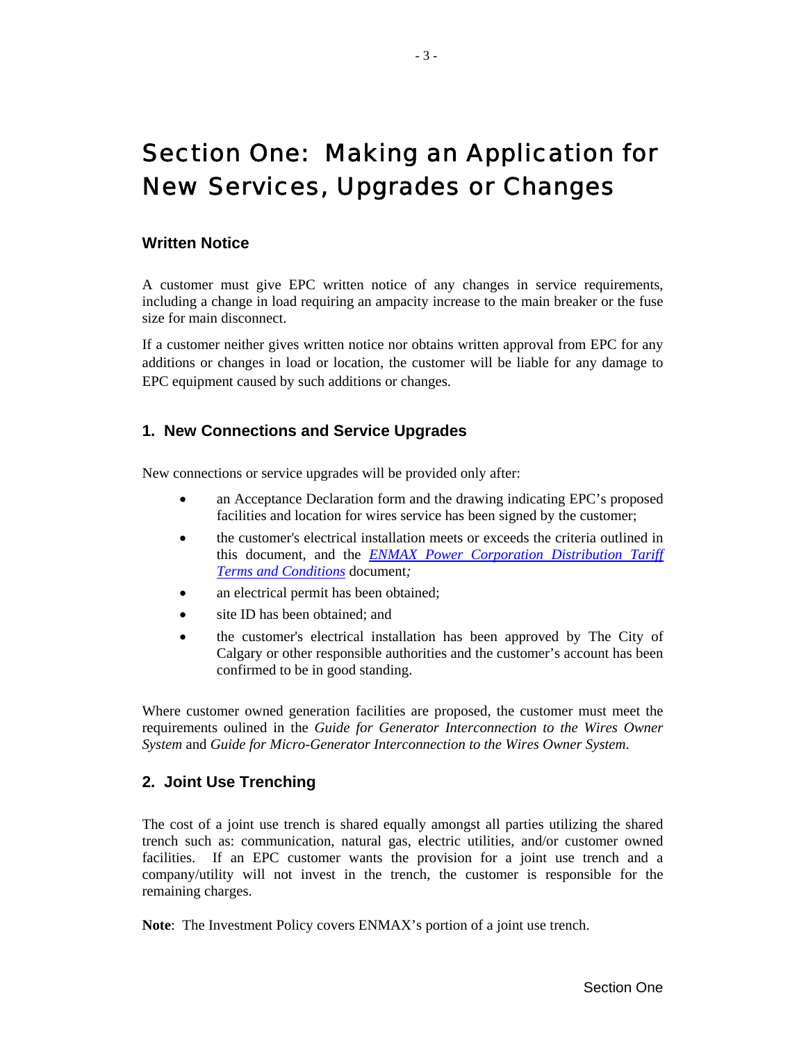# Section One: Making an Application for New Services, Upgrades or Changes

### Written Notice

A customer must give EPC written notice of any changes in service requirements, including a change in load requiring an ampacity increase to the main breaker or the fuse size for main disconnect.

If a customer neither gives written notice nor obtains written approval from EPC for any additions or changes in load or location, the customer will be liable for any damage to EPC equipment caused by such additions or changes.

### 1. New Connections and Service Upgrades

New connections or service upgrades will be provided only after:

- an Acceptance Declaration form and the drawing indicating EPC's proposed facilities and location for wires service has been signed by the customer;
- the customer's electrical installation meets or exceeds the criteria outlined in this document, and the *ENMAX Power Corporation Distribution Tariff Terms and Conditions* document;
- an electrical permit has been obtained;
- site ID has been obtained; and
- the customer's electrical installation has been approved by The City of Calgary or other responsible authorities and the customer's account has been confirmed to be in good standing.

Where customer owned generation facilities are proposed, the customer must meet the requirements oulined in the *Guide for Generator Interconnection to the Wires Owner System* and *Guide for Micro-Generator Interconnection to the Wires Owner System*.

### 2. Joint Use Trenching

The cost of a joint use trench is shared equally amongst all parties utilizing the shared trench such as: communication, natural gas, electric utilities, and/or customer owned facilities. If an EPC customer wants the provision for a joint use trench and a company/utility will not invest in the trench, the customer is responsible for the remaining charges.

**Note**: The Investment Policy covers ENMAX's portion of a joint use trench.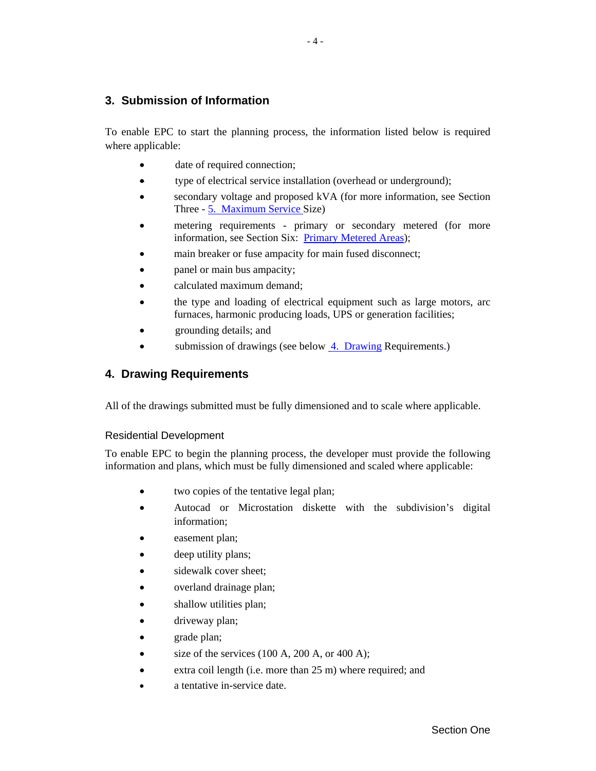## 3. Submission of Information

To enable EPC to start the planning process, the information listed below is required where applicable:

- date of required connection;
- type of electrical service installation (overhead or underground);
- secondary voltage and proposed kVA (for more information, see Section Three - 5. Maximum Service Size)
- metering requirements - primary or secondary metered (for more information, see Section Six: Primary Metered Areas);
- main breaker or fuse ampacity for main fused disconnect;
- panel or main bus ampacity;
- calculated maximum demand;
- the type and loading of electrical equipment such as large motors, arc furnaces, harmonic producing loads, UPS or generation facilities;
- grounding details; and
- submission of drawings (see below 4. Drawing Requirements.)

## 4. Drawing Requirements

All of the drawings submitted must be fully dimensioned and to scale where applicable.

### Residential Development

To enable EPC to begin the planning process, the developer must provide the following information and plans, which must be fully dimensioned and scaled where applicable:

- two copies of the tentative legal plan;
- Autocad or Microstation diskette with the subdivision's digital information;
- easement plan;
- deep utility plans;
- sidewalk cover sheet;
- overland drainage plan;
- shallow utilities plan;
- driveway plan;
- grade plan;
- size of the services (100 A, 200 A, or 400 A);
- extra coil length (i.e. more than 25 m) where required; and
- a tentative in-service date.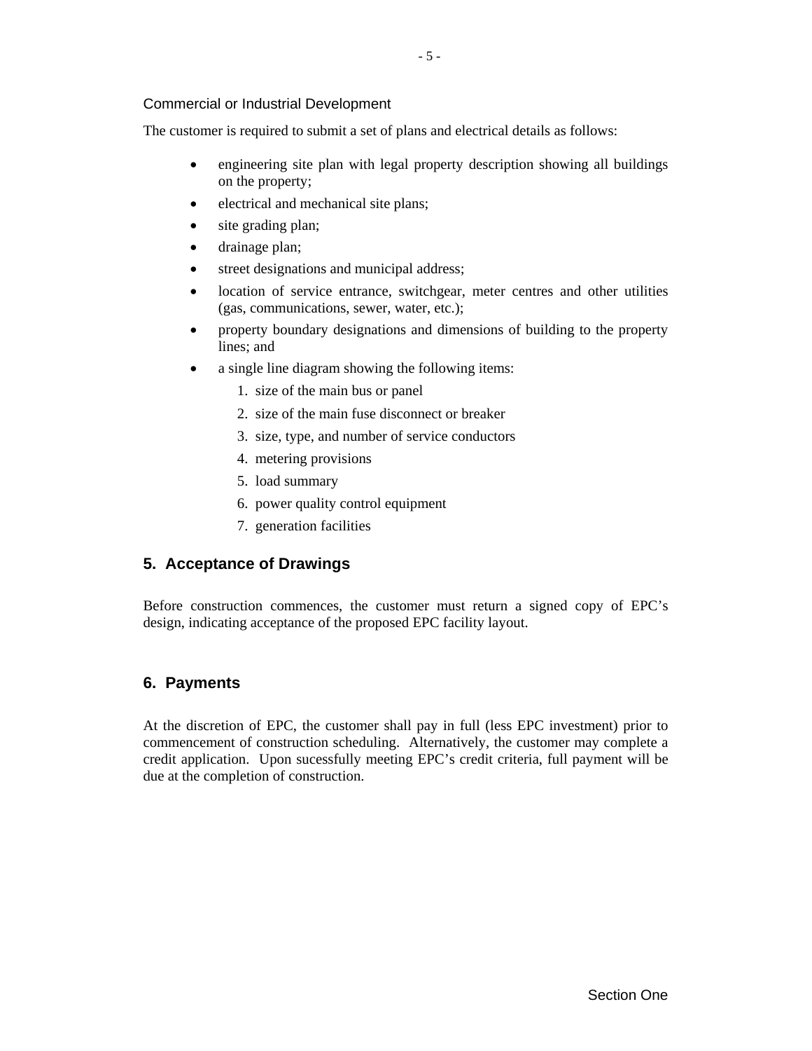### Commercial or Industrial Development

The customer is required to submit a set of plans and electrical details as follows:

- engineering site plan with legal property description showing all buildings on the property;
- electrical and mechanical site plans;
- site grading plan;
- drainage plan;
- street designations and municipal address;
- location of service entrance, switchgear, meter centres and other utilities (gas, communications, sewer, water, etc.);
- property boundary designations and dimensions of building to the property lines; and
- a single line diagram showing the following items:
  1. size of the main bus or panel
  2. size of the main fuse disconnect or breaker
  3. size, type, and number of service conductors
  4. metering provisions
  5. load summary
  6. power quality control equipment
  7. generation facilities

## 5. Acceptance of Drawings

Before construction commences, the customer must return a signed copy of EPC's design, indicating acceptance of the proposed EPC facility layout.

## 6. Payments

At the discretion of EPC, the customer shall pay in full (less EPC investment) prior to commencement of construction scheduling. Alternatively, the customer may complete a credit application. Upon sucessfully meeting EPC's credit criteria, full payment will be due at the completion of construction.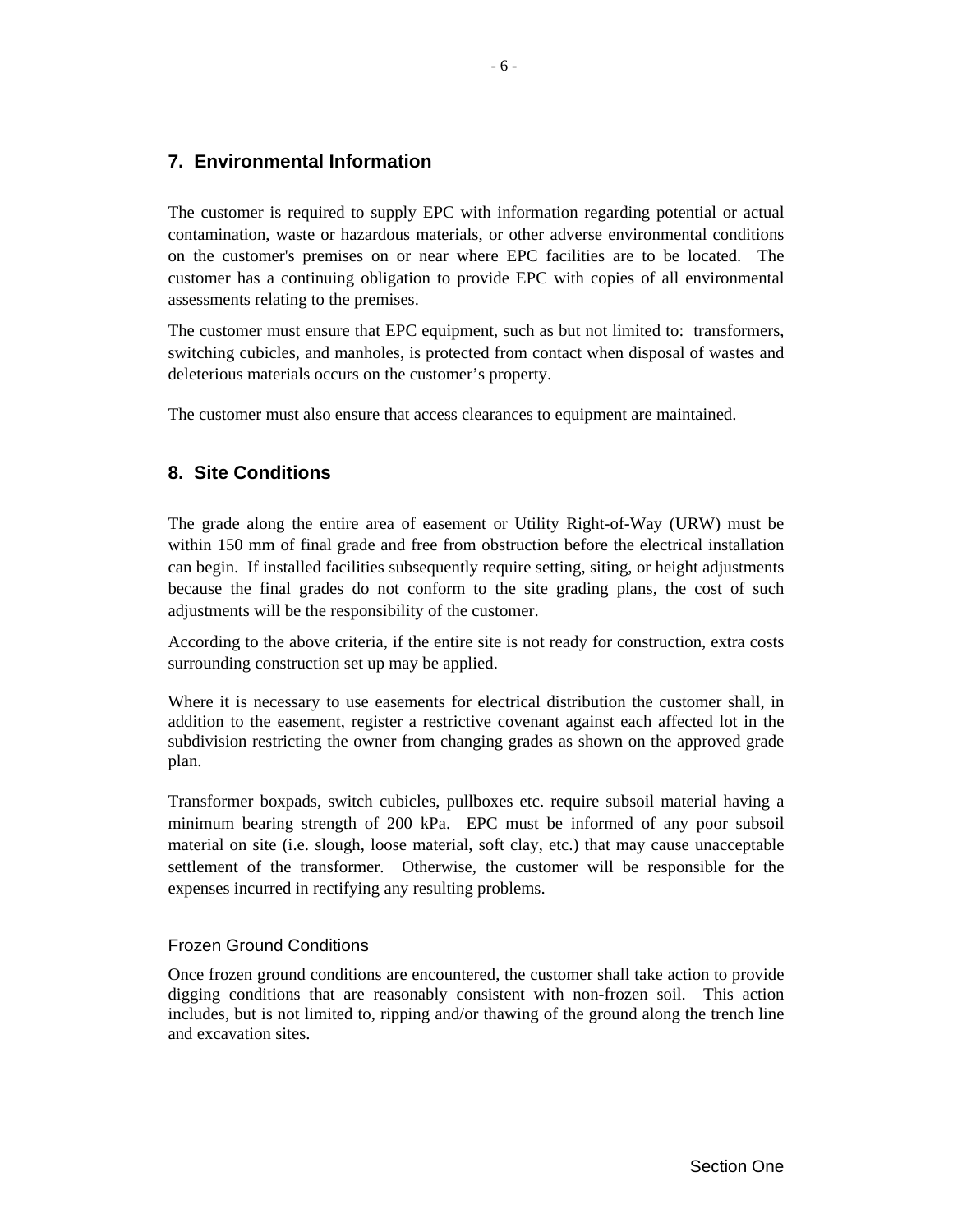## 7. Environmental Information

The customer is required to supply EPC with information regarding potential or actual contamination, waste or hazardous materials, or other adverse environmental conditions on the customer's premises on or near where EPC facilities are to be located. The customer has a continuing obligation to provide EPC with copies of all environmental assessments relating to the premises.

The customer must ensure that EPC equipment, such as but not limited to: transformers, switching cubicles, and manholes, is protected from contact when disposal of wastes and deleterious materials occurs on the customer’s property.

The customer must also ensure that access clearances to equipment are maintained.

## 8. Site Conditions

The grade along the entire area of easement or Utility Right-of-Way (URW) must be within 150 mm of final grade and free from obstruction before the electrical installation can begin. If installed facilities subsequently require setting, siting, or height adjustments because the final grades do not conform to the site grading plans, the cost of such adjustments will be the responsibility of the customer.

According to the above criteria, if the entire site is not ready for construction, extra costs surrounding construction set up may be applied.

Where it is necessary to use easements for electrical distribution the customer shall, in addition to the easement, register a restrictive covenant against each affected lot in the subdivision restricting the owner from changing grades as shown on the approved grade plan.

Transformer boxpads, switch cubicles, pullboxes etc. require subsoil material having a minimum bearing strength of 200 kPa. EPC must be informed of any poor subsoil material on site (i.e. slough, loose material, soft clay, etc.) that may cause unacceptable settlement of the transformer. Otherwise, the customer will be responsible for the expenses incurred in rectifying any resulting problems.

### Frozen Ground Conditions

Once frozen ground conditions are encountered, the customer shall take action to provide digging conditions that are reasonably consistent with non-frozen soil. This action includes, but is not limited to, ripping and/or thawing of the ground along the trench line and excavation sites.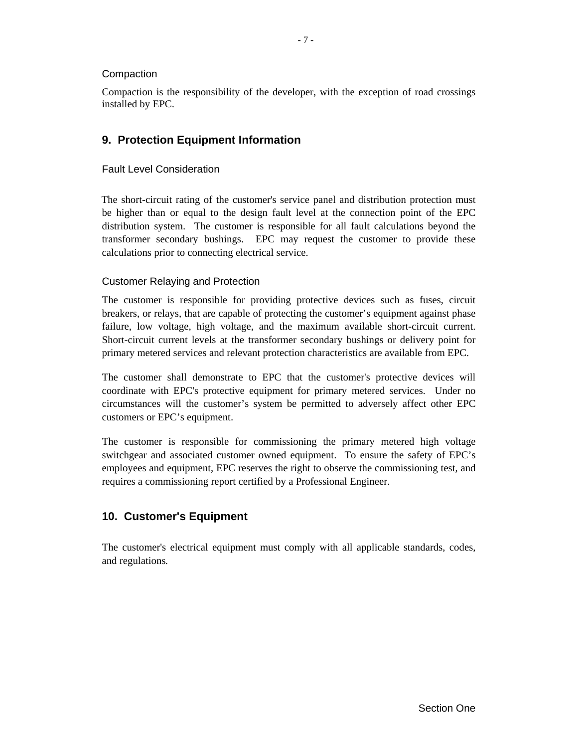### Compaction

Compaction is the responsibility of the developer, with the exception of road crossings installed by EPC.

## 9. Protection Equipment Information

### Fault Level Consideration

The short-circuit rating of the customer's service panel and distribution protection must be higher than or equal to the design fault level at the connection point of the EPC distribution system. The customer is responsible for all fault calculations beyond the transformer secondary bushings. EPC may request the customer to provide these calculations prior to connecting electrical service.

### Customer Relaying and Protection

The customer is responsible for providing protective devices such as fuses, circuit breakers, or relays, that are capable of protecting the customer’s equipment against phase failure, low voltage, high voltage, and the maximum available short-circuit current. Short-circuit current levels at the transformer secondary bushings or delivery point for primary metered services and relevant protection characteristics are available from EPC.

The customer shall demonstrate to EPC that the customer's protective devices will coordinate with EPC's protective equipment for primary metered services. Under no circumstances will the customer’s system be permitted to adversely affect other EPC customers or EPC’s equipment.

The customer is responsible for commissioning the primary metered high voltage switchgear and associated customer owned equipment. To ensure the safety of EPC’s employees and equipment, EPC reserves the right to observe the commissioning test, and requires a commissioning report certified by a Professional Engineer.

## 10. Customer's Equipment

The customer's electrical equipment must comply with all applicable standards, codes, and regulations.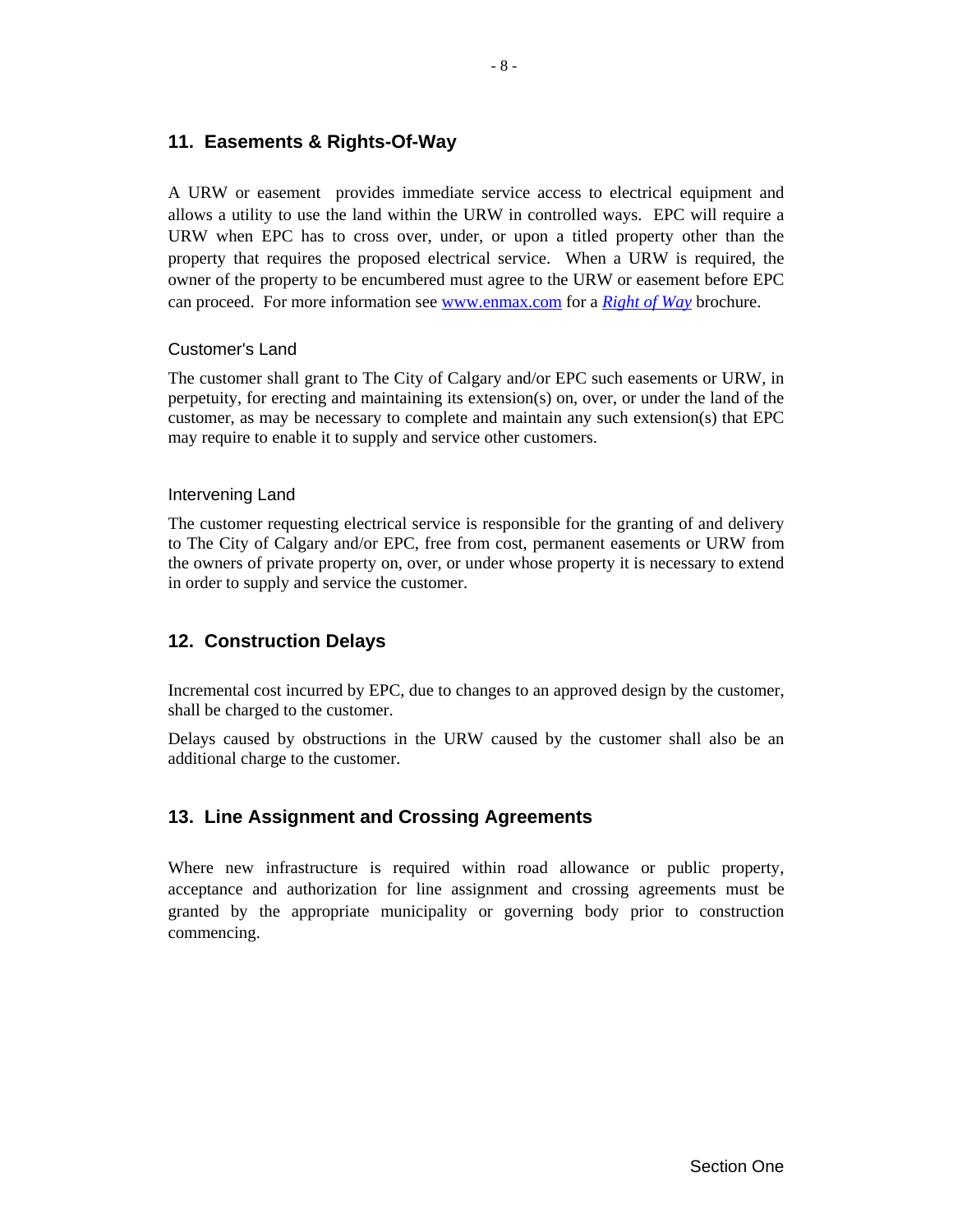## 11. Easements & Rights-Of-Way

A URW or easement provides immediate service access to electrical equipment and allows a utility to use the land within the URW in controlled ways. EPC will require a URW when EPC has to cross over, under, or upon a titled property other than the property that requires the proposed electrical service. When a URW is required, the owner of the property to be encumbered must agree to the URW or easement before EPC can proceed. For more information see [www.enmax.com](www.enmax.com) for a ***Right of Way*** brochure.

### Customer's Land

The customer shall grant to The City of Calgary and/or EPC such easements or URW, in perpetuity, for erecting and maintaining its extension(s) on, over, or under the land of the customer, as may be necessary to complete and maintain any such extension(s) that EPC may require to enable it to supply and service other customers.

### Intervening Land

The customer requesting electrical service is responsible for the granting of and delivery to The City of Calgary and/or EPC, free from cost, permanent easements or URW from the owners of private property on, over, or under whose property it is necessary to extend in order to supply and service the customer.

## 12. Construction Delays

Incremental cost incurred by EPC, due to changes to an approved design by the customer, shall be charged to the customer.

Delays caused by obstructions in the URW caused by the customer shall also be an additional charge to the customer.

## 13. Line Assignment and Crossing Agreements

Where new infrastructure is required within road allowance or public property, acceptance and authorization for line assignment and crossing agreements must be granted by the appropriate municipality or governing body prior to construction commencing.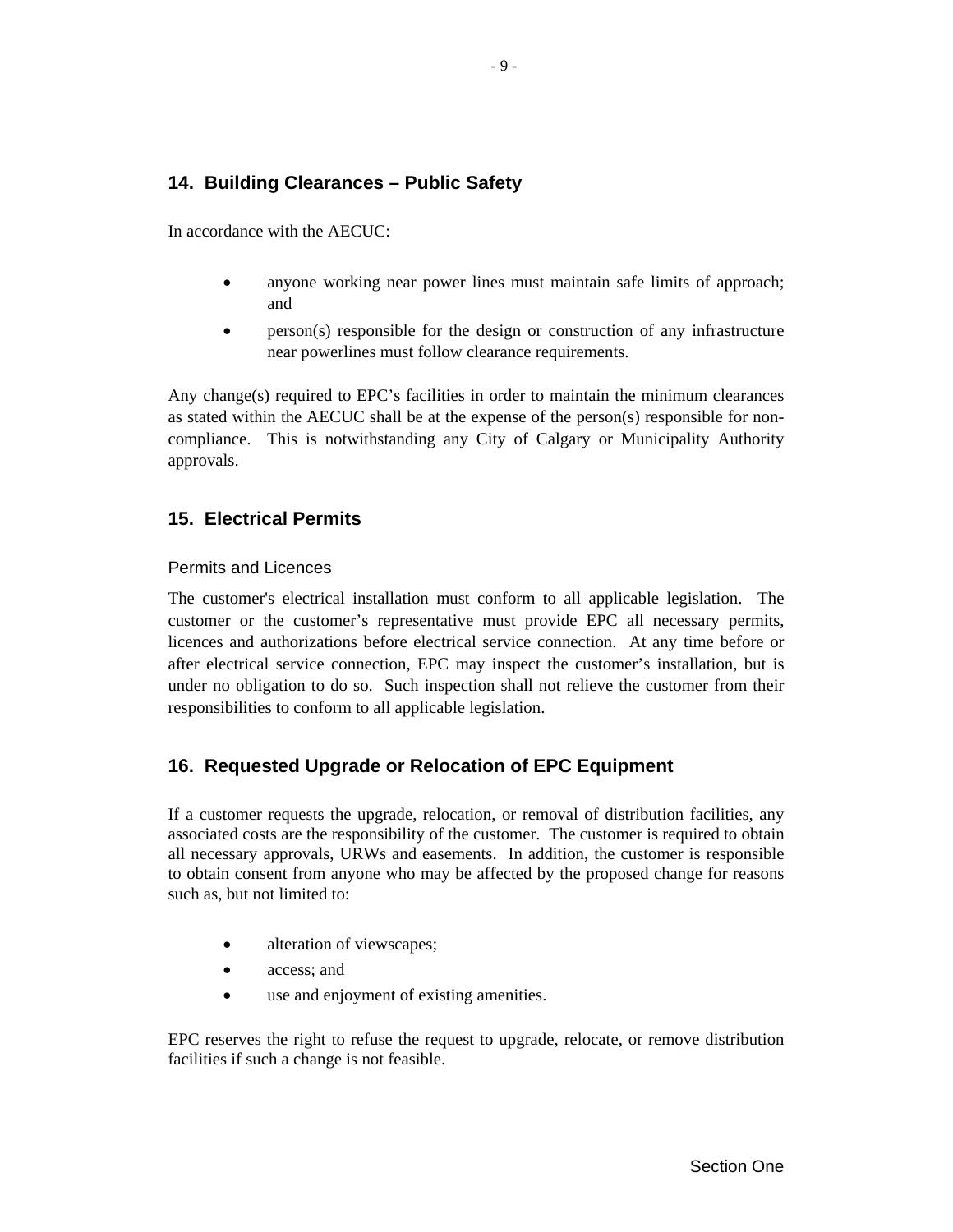## 14. Building Clearances – Public Safety

In accordance with the AECUC:

- anyone working near power lines must maintain safe limits of approach; and
- person(s) responsible for the design or construction of any infrastructure near powerlines must follow clearance requirements.

Any change(s) required to EPC's facilities in order to maintain the minimum clearances as stated within the AECUC shall be at the expense of the person(s) responsible for non-compliance. This is notwithstanding any City of Calgary or Municipality Authority approvals.

## 15. Electrical Permits

### Permits and Licences

The customer's electrical installation must conform to all applicable legislation. The customer or the customer's representative must provide EPC all necessary permits, licences and authorizations before electrical service connection. At any time before or after electrical service connection, EPC may inspect the customer's installation, but is under no obligation to do so. Such inspection shall not relieve the customer from their responsibilities to conform to all applicable legislation.

## 16. Requested Upgrade or Relocation of EPC Equipment

If a customer requests the upgrade, relocation, or removal of distribution facilities, any associated costs are the responsibility of the customer. The customer is required to obtain all necessary approvals, URWs and easements. In addition, the customer is responsible to obtain consent from anyone who may be affected by the proposed change for reasons such as, but not limited to:

- alteration of viewscapes;
- access; and
- use and enjoyment of existing amenities.

EPC reserves the right to refuse the request to upgrade, relocate, or remove distribution facilities if such a change is not feasible.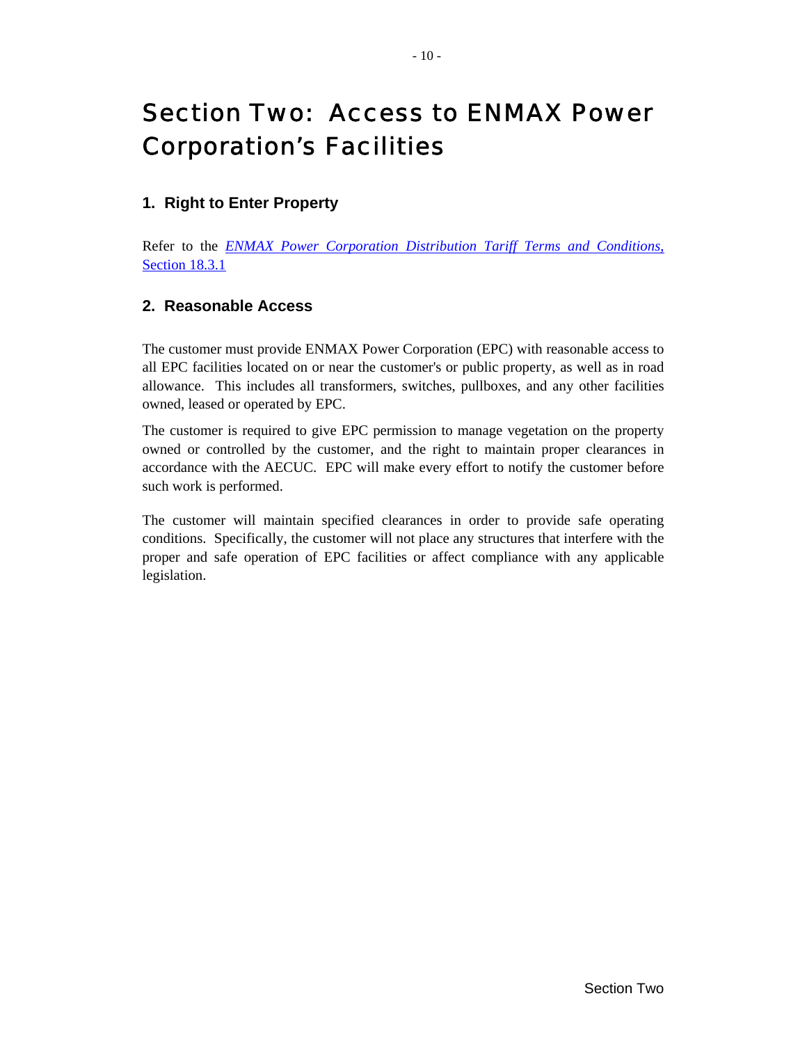# Section Two: Access to ENMAX Power Corporation's Facilities

## 1. Right to Enter Property

Refer to the *ENMAX Power Corporation Distribution Tariff Terms and Conditions,* Section 18.3.1

## 2. Reasonable Access

The customer must provide ENMAX Power Corporation (EPC) with reasonable access to all EPC facilities located on or near the customer's or public property, as well as in road allowance. This includes all transformers, switches, pullboxes, and any other facilities owned, leased or operated by EPC.

The customer is required to give EPC permission to manage vegetation on the property owned or controlled by the customer, and the right to maintain proper clearances in accordance with the AECUC. EPC will make every effort to notify the customer before such work is performed.

The customer will maintain specified clearances in order to provide safe operating conditions. Specifically, the customer will not place any structures that interfere with the proper and safe operation of EPC facilities or affect compliance with any applicable legislation.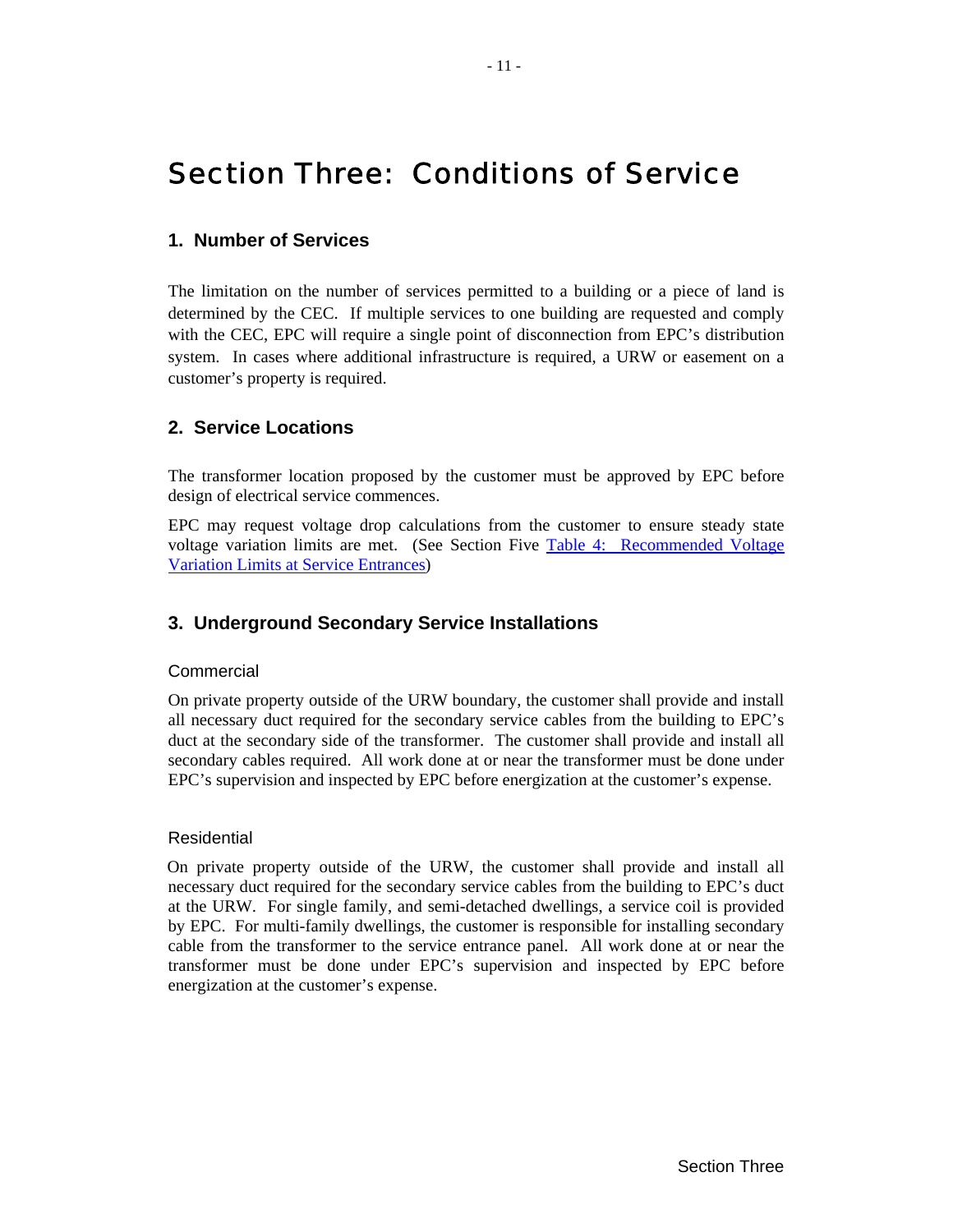# Section Three: Conditions of Service

## 1. Number of Services

The limitation on the number of services permitted to a building or a piece of land is determined by the CEC. If multiple services to one building are requested and comply with the CEC, EPC will require a single point of disconnection from EPC's distribution system. In cases where additional infrastructure is required, a URW or easement on a customer's property is required.

## 2. Service Locations

The transformer location proposed by the customer must be approved by EPC before design of electrical service commences.

EPC may request voltage drop calculations from the customer to ensure steady state voltage variation limits are met. (See Section Five Table 4: Recommended Voltage Variation Limits at Service Entrances)

## 3. Underground Secondary Service Installations

### Commercial

On private property outside of the URW boundary, the customer shall provide and install all necessary duct required for the secondary service cables from the building to EPC's duct at the secondary side of the transformer. The customer shall provide and install all secondary cables required. All work done at or near the transformer must be done under EPC's supervision and inspected by EPC before energization at the customer's expense.

### Residential

On private property outside of the URW, the customer shall provide and install all necessary duct required for the secondary service cables from the building to EPC's duct at the URW. For single family, and semi-detached dwellings, a service coil is provided by EPC. For multi-family dwellings, the customer is responsible for installing secondary cable from the transformer to the service entrance panel. All work done at or near the transformer must be done under EPC's supervision and inspected by EPC before energization at the customer's expense.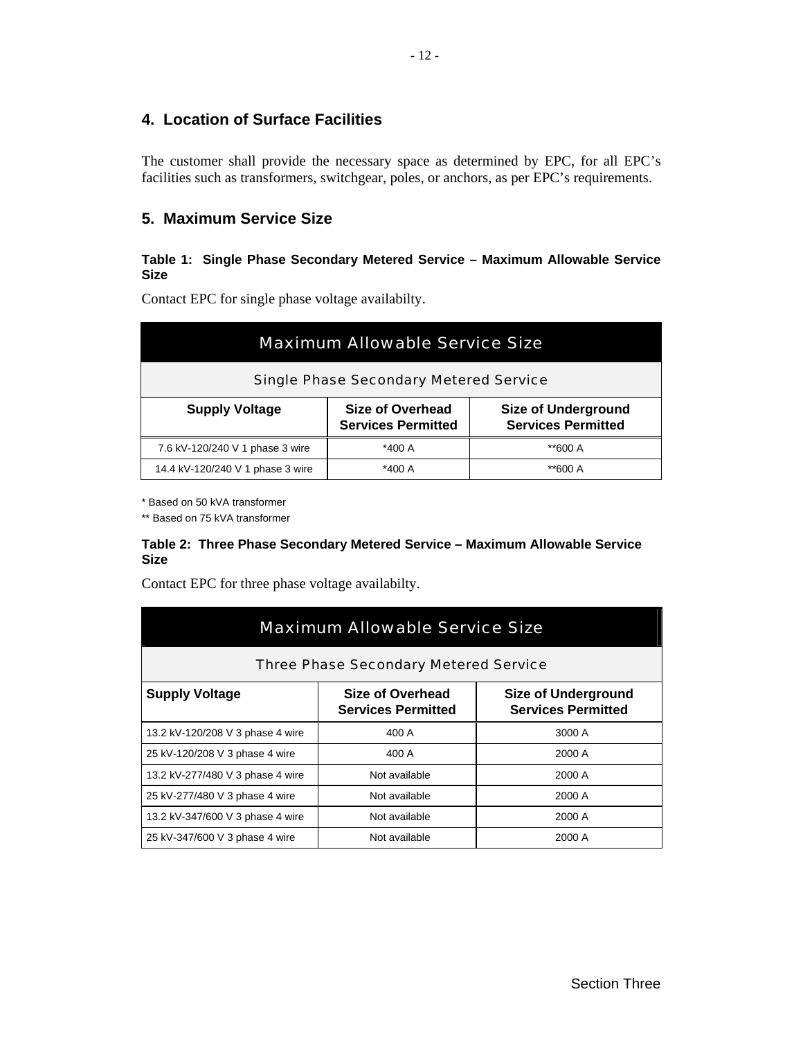## 4. Location of Surface Facilities

The customer shall provide the necessary space as determined by EPC, for all EPC's facilities such as transformers, switchgear, poles, or anchors, as per EPC's requirements.

## 5. Maximum Service Size

**Table 1: Single Phase Secondary Metered Service – Maximum Allowable Service Size**

Contact EPC for single phase voltage availabilty.

| Maximum Allowable Service Size | | |
|---|---|---|
| Single Phase Secondary Metered Service | | |
| **Supply Voltage** | **Size of Overhead Services Permitted** | **Size of Underground Services Permitted** |
| 7.6 kV-120/240 V 1 phase 3 wire | *400 A | **600 A |
| 14.4 kV-120/240 V 1 phase 3 wire | *400 A | **600 A |

* Based on 50 kVA transformer

** Based on 75 kVA transformer

**Table 2: Three Phase Secondary Metered Service – Maximum Allowable Service Size**

Contact EPC for three phase voltage availabilty.

| Maximum Allowable Service Size | | |
|---|---|---|
| Three Phase Secondary Metered Service | | |
| **Supply Voltage** | **Size of Overhead Services Permitted** | **Size of Underground Services Permitted** |
| 13.2 kV-120/208 V 3 phase 4 wire | 400 A | 3000 A |
| 25 kV-120/208 V 3 phase 4 wire | 400 A | 2000 A |
| 13.2 kV-277/480 V 3 phase 4 wire | Not available | 2000 A |
| 25 kV-277/480 V 3 phase 4 wire | Not available | 2000 A |
| 13.2 kV-347/600 V 3 phase 4 wire | Not available | 2000 A |
| 25 kV-347/600 V 3 phase 4 wire | Not available | 2000 A |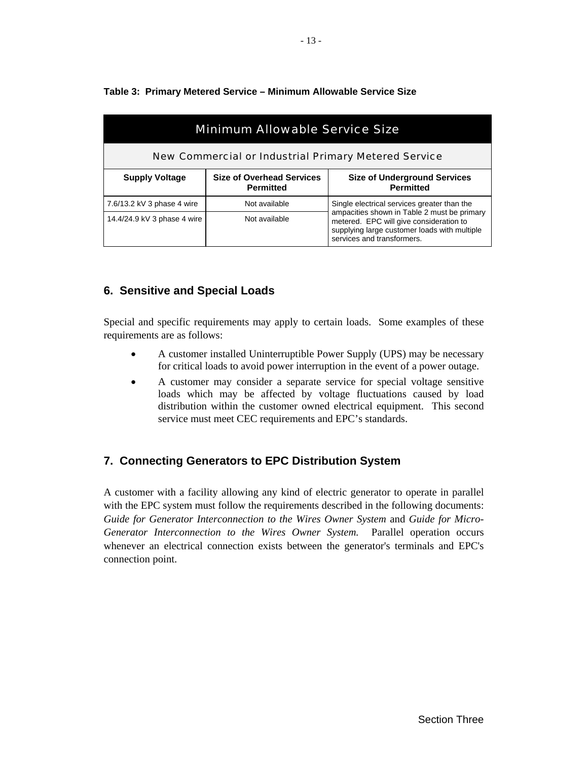**Table 3: Primary Metered Service – Minimum Allowable Service Size**

| Minimum Allowable Service Size | | |
|---|---|---|
| New Commercial or Industrial Primary Metered Service | | |
| **Supply Voltage** | **Size of Overhead Services Permitted** | **Size of Underground Services Permitted** |
| 7.6/13.2 kV 3 phase 4 wire | Not available | Single electrical services greater than the ampacities shown in Table 2 must be primary metered. EPC will give consideration to supplying large customer loads with multiple services and transformers. |
| 14.4/24.9 kV 3 phase 4 wire | Not available | |

## 6. Sensitive and Special Loads

Special and specific requirements may apply to certain loads. Some examples of these requirements are as follows:

- A customer installed Uninterruptible Power Supply (UPS) may be necessary for critical loads to avoid power interruption in the event of a power outage.
- A customer may consider a separate service for special voltage sensitive loads which may be affected by voltage fluctuations caused by load distribution within the customer owned electrical equipment. This second service must meet CEC requirements and EPC's standards.

## 7. Connecting Generators to EPC Distribution System

A customer with a facility allowing any kind of electric generator to operate in parallel with the EPC system must follow the requirements described in the following documents: *Guide for Generator Interconnection to the Wires Owner System* and *Guide for Micro-Generator Interconnection to the Wires Owner System.* Parallel operation occurs whenever an electrical connection exists between the generator's terminals and EPC's connection point.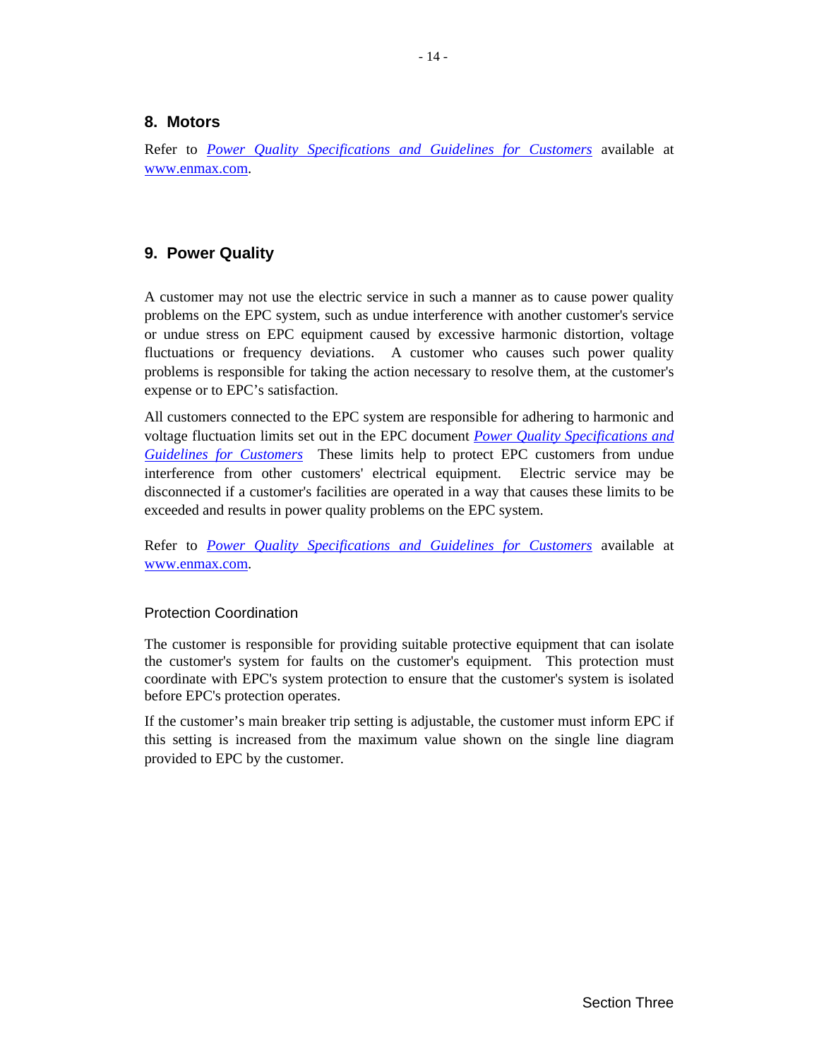## 8. Motors

Refer to *Power Quality Specifications and Guidelines for Customers* available at www.enmax.com.

## 9. Power Quality

A customer may not use the electric service in such a manner as to cause power quality problems on the EPC system, such as undue interference with another customer's service or undue stress on EPC equipment caused by excessive harmonic distortion, voltage fluctuations or frequency deviations. A customer who causes such power quality problems is responsible for taking the action necessary to resolve them, at the customer's expense or to EPC's satisfaction.

All customers connected to the EPC system are responsible for adhering to harmonic and voltage fluctuation limits set out in the EPC document *Power Quality Specifications and Guidelines for Customers* These limits help to protect EPC customers from undue interference from other customers' electrical equipment. Electric service may be disconnected if a customer's facilities are operated in a way that causes these limits to be exceeded and results in power quality problems on the EPC system.

Refer to *Power Quality Specifications and Guidelines for Customers* available at www.enmax.com.

### Protection Coordination

The customer is responsible for providing suitable protective equipment that can isolate the customer's system for faults on the customer's equipment. This protection must coordinate with EPC's system protection to ensure that the customer's system is isolated before EPC's protection operates.

If the customer's main breaker trip setting is adjustable, the customer must inform EPC if this setting is increased from the maximum value shown on the single line diagram provided to EPC by the customer.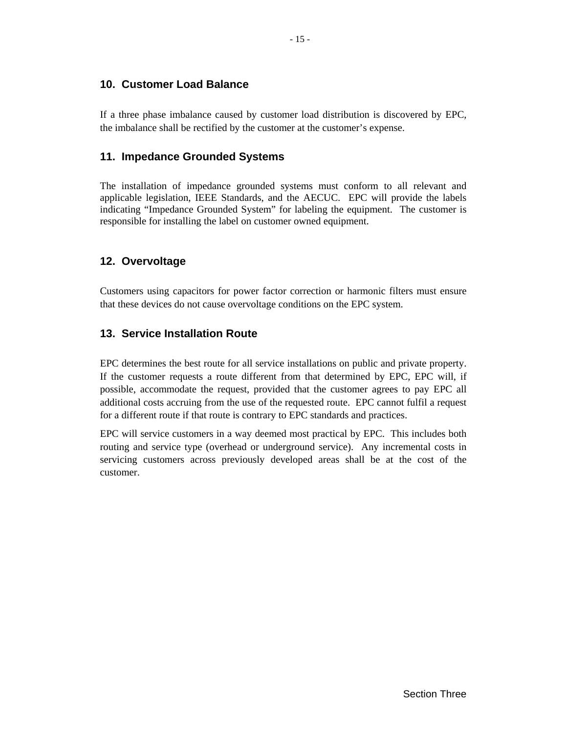## 10. Customer Load Balance

If a three phase imbalance caused by customer load distribution is discovered by EPC, the imbalance shall be rectified by the customer at the customer's expense.

## 11. Impedance Grounded Systems

The installation of impedance grounded systems must conform to all relevant and applicable legislation, IEEE Standards, and the AECUC. EPC will provide the labels indicating "Impedance Grounded System" for labeling the equipment. The customer is responsible for installing the label on customer owned equipment.

## 12. Overvoltage

Customers using capacitors for power factor correction or harmonic filters must ensure that these devices do not cause overvoltage conditions on the EPC system.

## 13. Service Installation Route

EPC determines the best route for all service installations on public and private property. If the customer requests a route different from that determined by EPC, EPC will, if possible, accommodate the request, provided that the customer agrees to pay EPC all additional costs accruing from the use of the requested route. EPC cannot fulfil a request for a different route if that route is contrary to EPC standards and practices.

EPC will service customers in a way deemed most practical by EPC. This includes both routing and service type (overhead or underground service). Any incremental costs in servicing customers across previously developed areas shall be at the cost of the customer.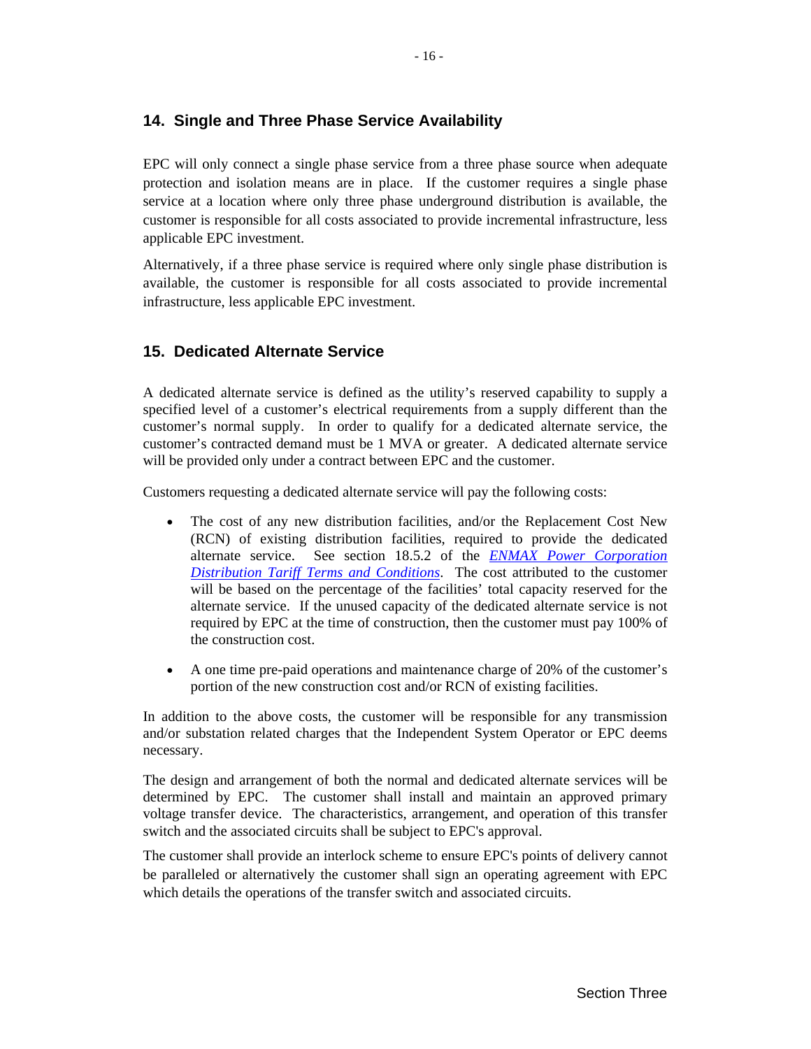## 14. Single and Three Phase Service Availability

EPC will only connect a single phase service from a three phase source when adequate protection and isolation means are in place. If the customer requires a single phase service at a location where only three phase underground distribution is available, the customer is responsible for all costs associated to provide incremental infrastructure, less applicable EPC investment.

Alternatively, if a three phase service is required where only single phase distribution is available, the customer is responsible for all costs associated to provide incremental infrastructure, less applicable EPC investment.

## 15. Dedicated Alternate Service

A dedicated alternate service is defined as the utility's reserved capability to supply a specified level of a customer's electrical requirements from a supply different than the customer's normal supply. In order to qualify for a dedicated alternate service, the customer's contracted demand must be 1 MVA or greater. A dedicated alternate service will be provided only under a contract between EPC and the customer.

Customers requesting a dedicated alternate service will pay the following costs:

- The cost of any new distribution facilities, and/or the Replacement Cost New (RCN) of existing distribution facilities, required to provide the dedicated alternate service. See section 18.5.2 of the *ENMAX Power Corporation Distribution Tariff Terms and Conditions*. The cost attributed to the customer will be based on the percentage of the facilities' total capacity reserved for the alternate service. If the unused capacity of the dedicated alternate service is not required by EPC at the time of construction, then the customer must pay 100% of the construction cost.
- A one time pre-paid operations and maintenance charge of 20% of the customer's portion of the new construction cost and/or RCN of existing facilities.

In addition to the above costs, the customer will be responsible for any transmission and/or substation related charges that the Independent System Operator or EPC deems necessary.

The design and arrangement of both the normal and dedicated alternate services will be determined by EPC. The customer shall install and maintain an approved primary voltage transfer device. The characteristics, arrangement, and operation of this transfer switch and the associated circuits shall be subject to EPC's approval.

The customer shall provide an interlock scheme to ensure EPC's points of delivery cannot be paralleled or alternatively the customer shall sign an operating agreement with EPC which details the operations of the transfer switch and associated circuits.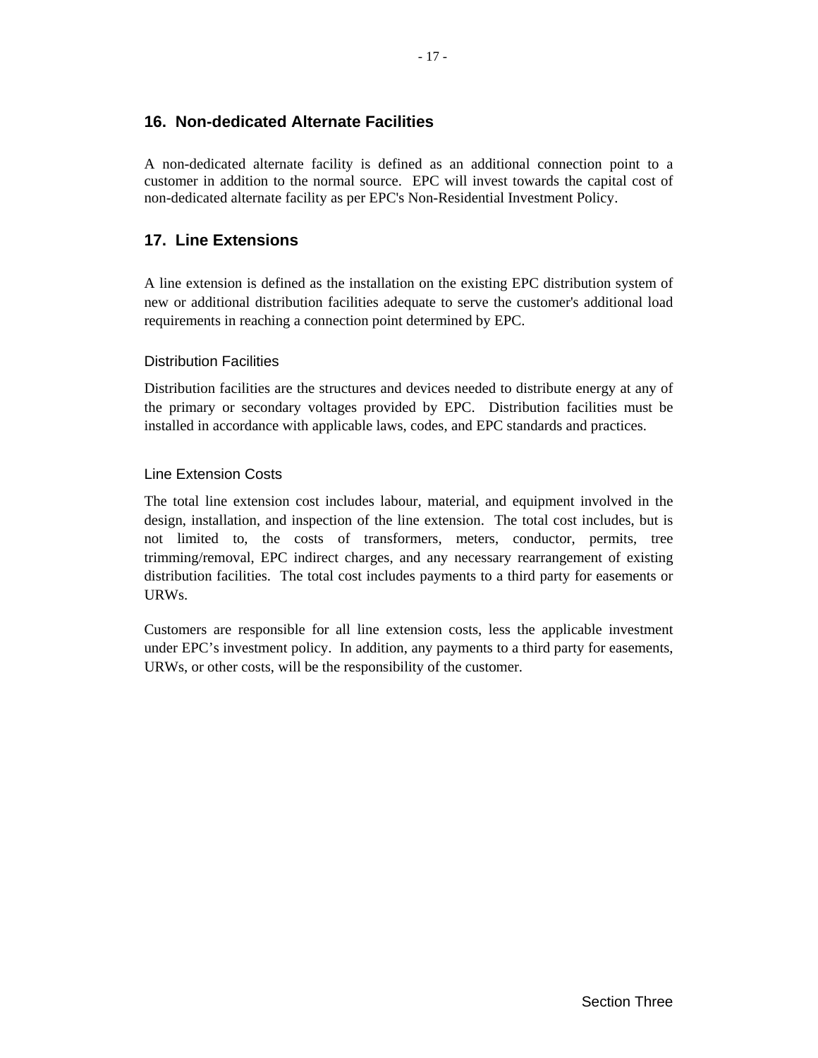## 16. Non-dedicated Alternate Facilities

A non-dedicated alternate facility is defined as an additional connection point to a customer in addition to the normal source. EPC will invest towards the capital cost of non-dedicated alternate facility as per EPC's Non-Residential Investment Policy.

## 17. Line Extensions

A line extension is defined as the installation on the existing EPC distribution system of new or additional distribution facilities adequate to serve the customer's additional load requirements in reaching a connection point determined by EPC.

### Distribution Facilities

Distribution facilities are the structures and devices needed to distribute energy at any of the primary or secondary voltages provided by EPC. Distribution facilities must be installed in accordance with applicable laws, codes, and EPC standards and practices.

### Line Extension Costs

The total line extension cost includes labour, material, and equipment involved in the design, installation, and inspection of the line extension. The total cost includes, but is not limited to, the costs of transformers, meters, conductor, permits, tree trimming/removal, EPC indirect charges, and any necessary rearrangement of existing distribution facilities. The total cost includes payments to a third party for easements or URWs.

Customers are responsible for all line extension costs, less the applicable investment under EPC's investment policy. In addition, any payments to a third party for easements, URWs, or other costs, will be the responsibility of the customer.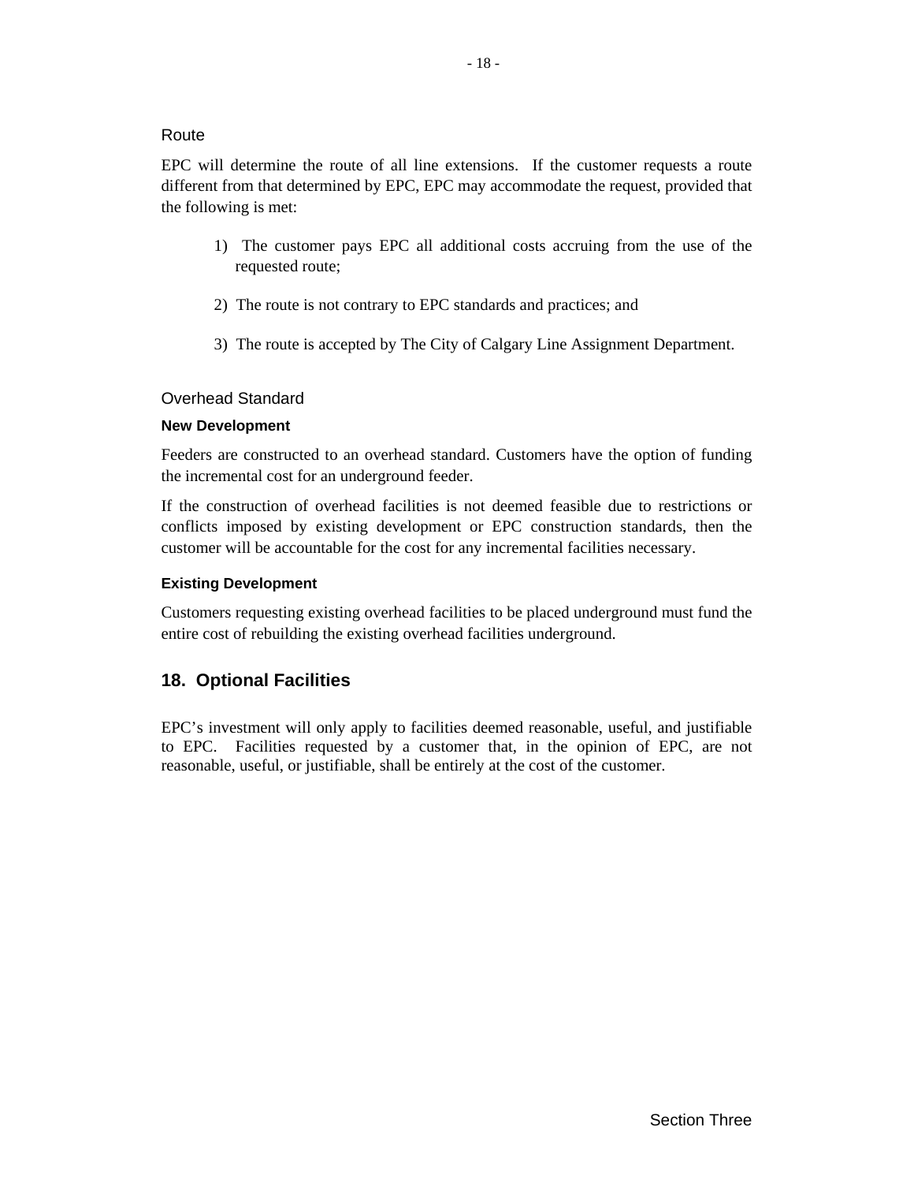### Route

EPC will determine the route of all line extensions. If the customer requests a route different from that determined by EPC, EPC may accommodate the request, provided that the following is met:

1) The customer pays EPC all additional costs accruing from the use of the requested route;

2) The route is not contrary to EPC standards and practices; and

3) The route is accepted by The City of Calgary Line Assignment Department.

### Overhead Standard

#### New Development

Feeders are constructed to an overhead standard. Customers have the option of funding the incremental cost for an underground feeder.

If the construction of overhead facilities is not deemed feasible due to restrictions or conflicts imposed by existing development or EPC construction standards, then the customer will be accountable for the cost for any incremental facilities necessary.

#### Existing Development

Customers requesting existing overhead facilities to be placed underground must fund the entire cost of rebuilding the existing overhead facilities underground.

## 18. Optional Facilities

EPC's investment will only apply to facilities deemed reasonable, useful, and justifiable to EPC. Facilities requested by a customer that, in the opinion of EPC, are not reasonable, useful, or justifiable, shall be entirely at the cost of the customer.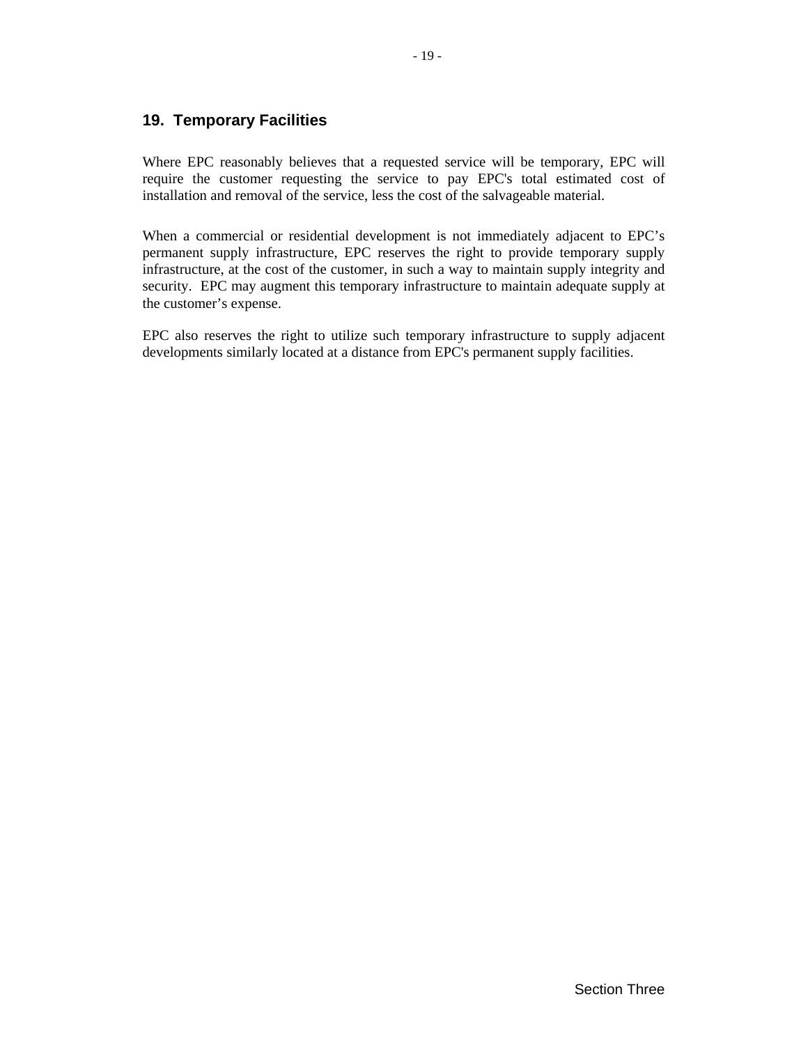## 19. Temporary Facilities

Where EPC reasonably believes that a requested service will be temporary, EPC will require the customer requesting the service to pay EPC's total estimated cost of installation and removal of the service, less the cost of the salvageable material.

When a commercial or residential development is not immediately adjacent to EPC's permanent supply infrastructure, EPC reserves the right to provide temporary supply infrastructure, at the cost of the customer, in such a way to maintain supply integrity and security. EPC may augment this temporary infrastructure to maintain adequate supply at the customer's expense.

EPC also reserves the right to utilize such temporary infrastructure to supply adjacent developments similarly located at a distance from EPC's permanent supply facilities.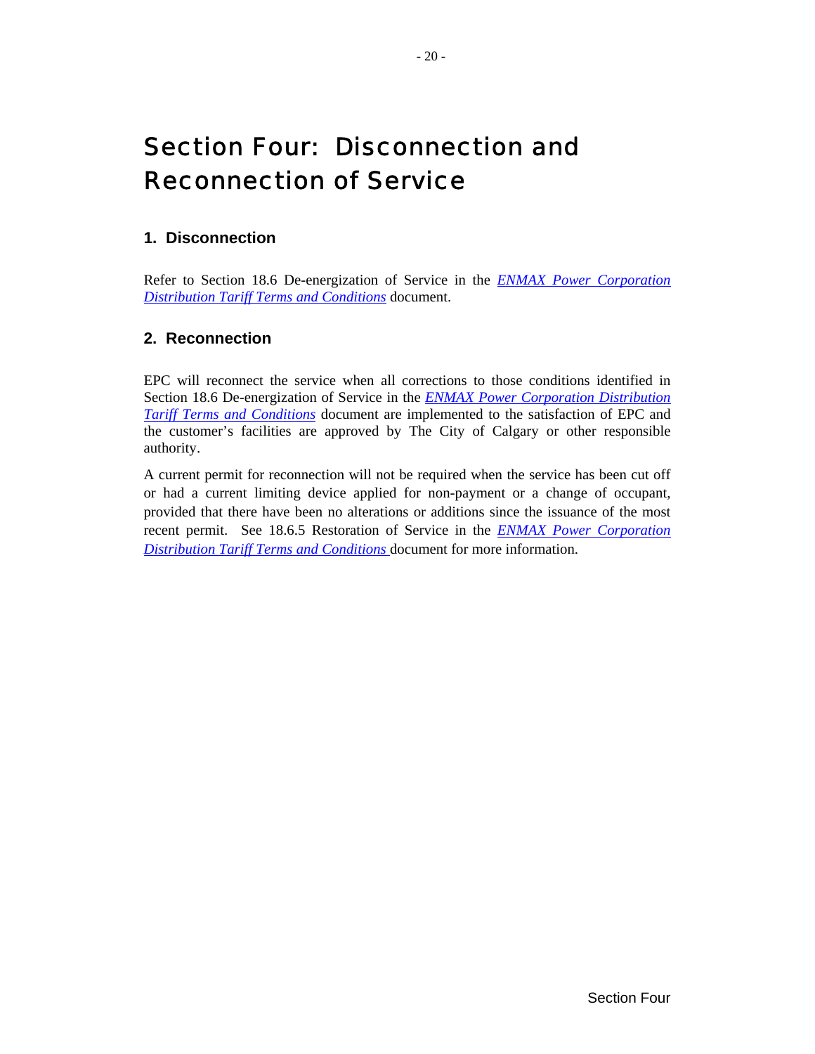# Section Four: Disconnection and Reconnection of Service

## 1. Disconnection

Refer to Section 18.6 De-energization of Service in the *ENMAX Power Corporation Distribution Tariff Terms and Conditions* document.

## 2. Reconnection

EPC will reconnect the service when all corrections to those conditions identified in Section 18.6 De-energization of Service in the *ENMAX Power Corporation Distribution Tariff Terms and Conditions* document are implemented to the satisfaction of EPC and the customer's facilities are approved by The City of Calgary or other responsible authority.

A current permit for reconnection will not be required when the service has been cut off or had a current limiting device applied for non-payment or a change of occupant, provided that there have been no alterations or additions since the issuance of the most recent permit. See 18.6.5 Restoration of Service in the *ENMAX Power Corporation Distribution Tariff Terms and Conditions* document for more information.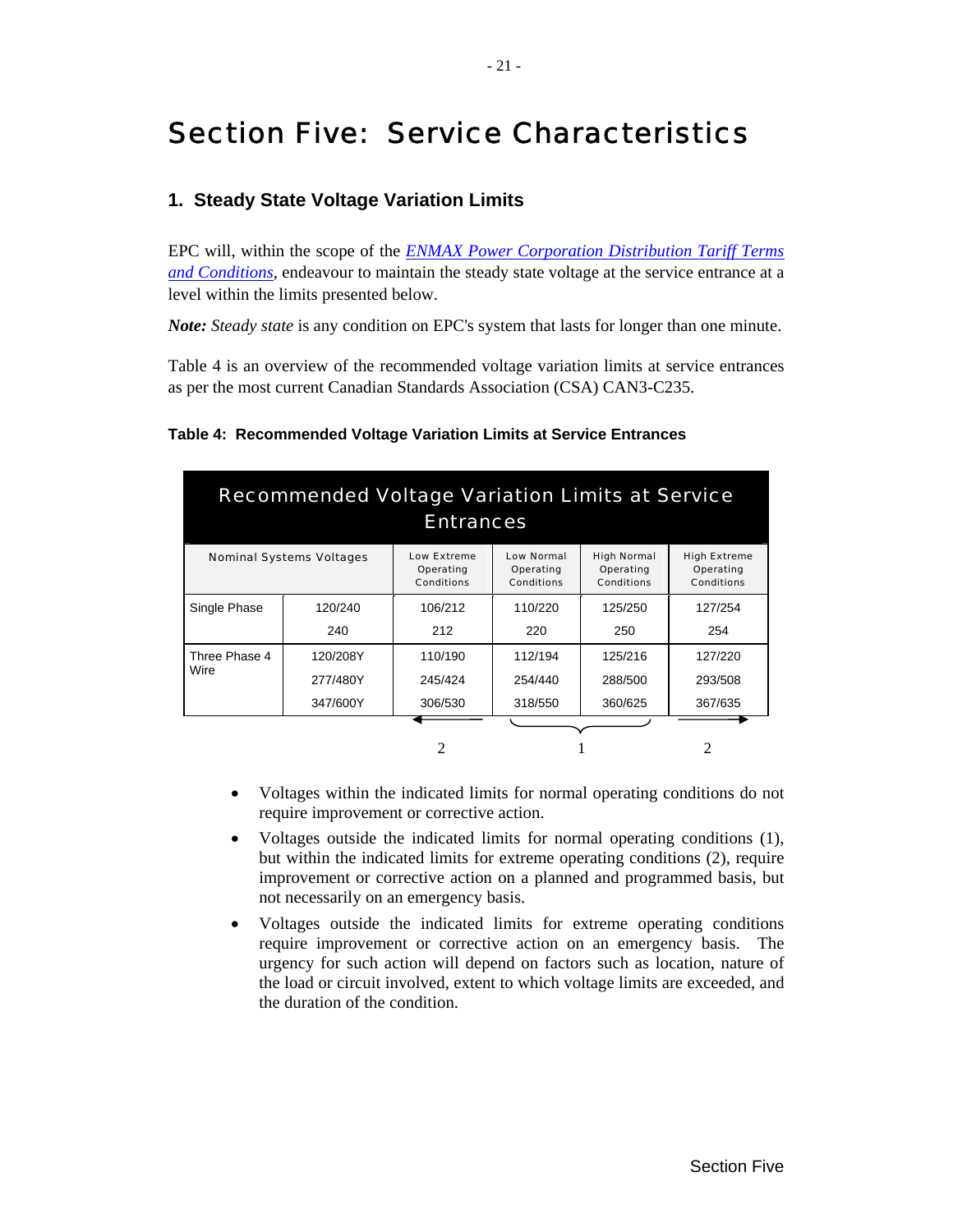# Section Five: Service Characteristics

## 1. Steady State Voltage Variation Limits

EPC will, within the scope of the *ENMAX Power Corporation Distribution Tariff Terms and Conditions*, endeavour to maintain the steady state voltage at the service entrance at a level within the limits presented below.

***Note:*** *Steady state* is any condition on EPC's system that lasts for longer than one minute.

Table 4 is an overview of the recommended voltage variation limits at service entrances as per the most current Canadian Standards Association (CSA) CAN3-C235.

**Table 4: Recommended Voltage Variation Limits at Service Entrances**

| Recommended Voltage Variation Limits at Service Entrances | | | | | |
|---|---|---|---|---|---|
| Nominal Systems Voltages | | Low Extreme Operating Conditions | Low Normal Operating Conditions | High Normal Operating Conditions | High Extreme Operating Conditions |
| Single Phase | 120/240 | 106/212 | 110/220 | 125/250 | 127/254 |
| | 240 | 212 | 220 | 250 | 254 |
| Three Phase 4 Wire | 120/208Y | 110/190 | 112/194 | 125/216 | 127/220 |
| | 277/480Y | 245/424 | 254/440 | 288/500 | 293/508 |
| | 347/600Y | 306/530 | 318/550 | 360/625 | 367/635 |
| | | 2 | 1 | 1 | 2 |

- Voltages within the indicated limits for normal operating conditions do not require improvement or corrective action.
- Voltages outside the indicated limits for normal operating conditions (1), but within the indicated limits for extreme operating conditions (2), require improvement or corrective action on a planned and programmed basis, but not necessarily on an emergency basis.
- Voltages outside the indicated limits for extreme operating conditions require improvement or corrective action on an emergency basis. The urgency for such action will depend on factors such as location, nature of the load or circuit involved, extent to which voltage limits are exceeded, and the duration of the condition.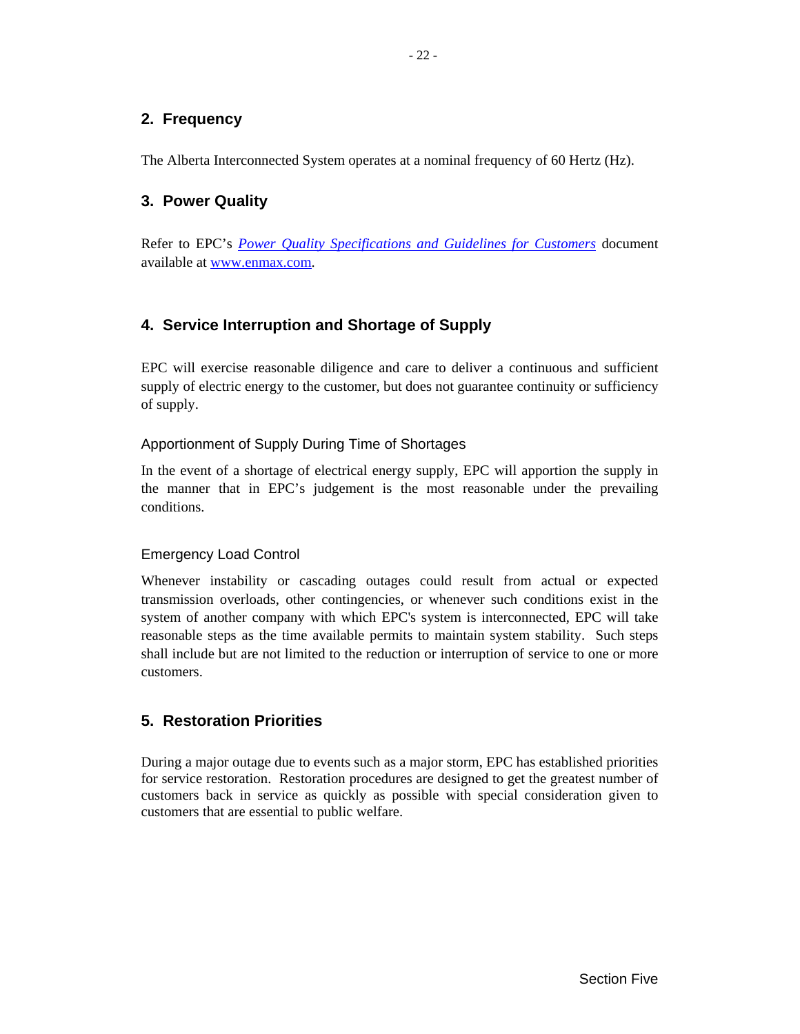## 2. Frequency

The Alberta Interconnected System operates at a nominal frequency of 60 Hertz (Hz).

## 3. Power Quality

Refer to EPC's *Power Quality Specifications and Guidelines for Customers* document available at www.enmax.com.

## 4. Service Interruption and Shortage of Supply

EPC will exercise reasonable diligence and care to deliver a continuous and sufficient supply of electric energy to the customer, but does not guarantee continuity or sufficiency of supply.

### Apportionment of Supply During Time of Shortages

In the event of a shortage of electrical energy supply, EPC will apportion the supply in the manner that in EPC's judgement is the most reasonable under the prevailing conditions.

### Emergency Load Control

Whenever instability or cascading outages could result from actual or expected transmission overloads, other contingencies, or whenever such conditions exist in the system of another company with which EPC's system is interconnected, EPC will take reasonable steps as the time available permits to maintain system stability. Such steps shall include but are not limited to the reduction or interruption of service to one or more customers.

## 5. Restoration Priorities

During a major outage due to events such as a major storm, EPC has established priorities for service restoration. Restoration procedures are designed to get the greatest number of customers back in service as quickly as possible with special consideration given to customers that are essential to public welfare.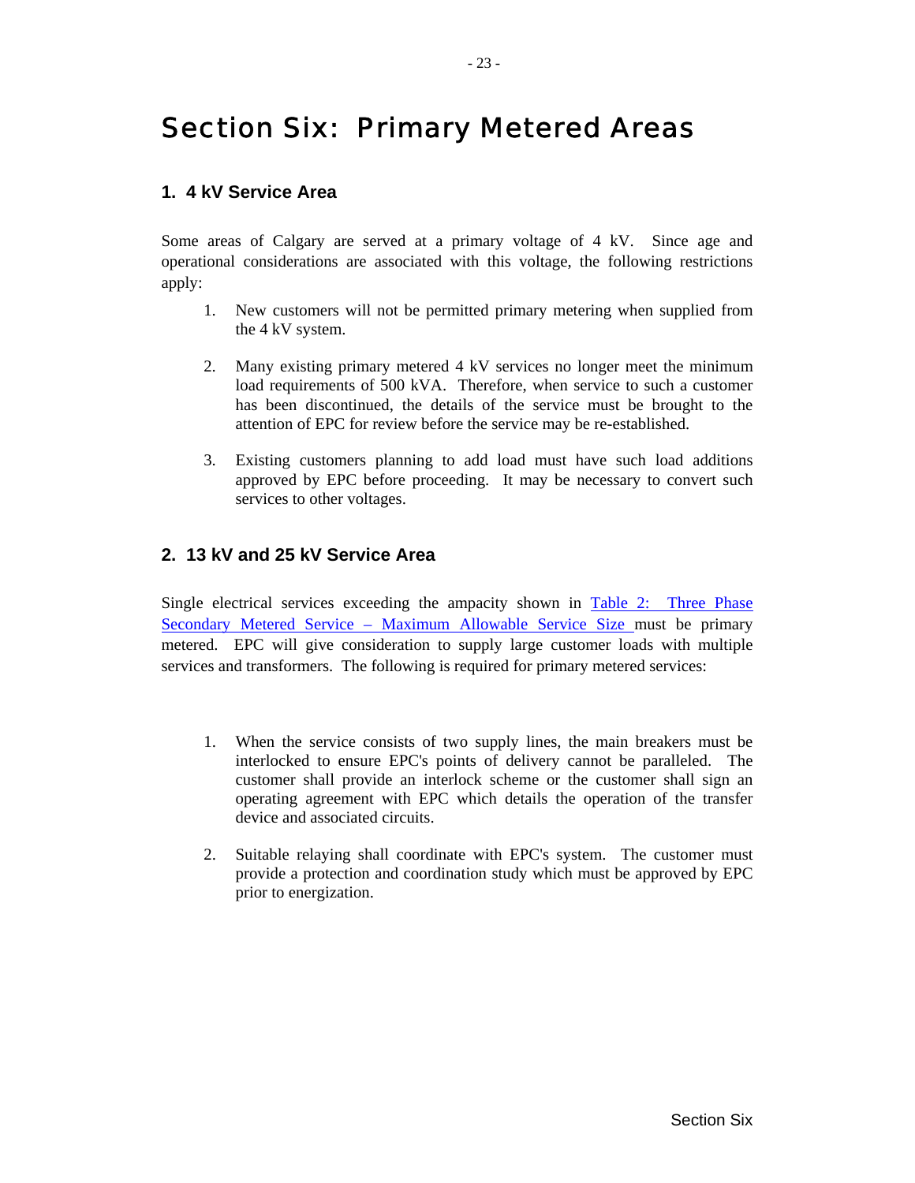# Section Six: Primary Metered Areas

## 1. 4 kV Service Area

Some areas of Calgary are served at a primary voltage of 4 kV. Since age and operational considerations are associated with this voltage, the following restrictions apply:

1. New customers will not be permitted primary metering when supplied from the 4 kV system.

2. Many existing primary metered 4 kV services no longer meet the minimum load requirements of 500 kVA. Therefore, when service to such a customer has been discontinued, the details of the service must be brought to the attention of EPC for review before the service may be re-established.

3. Existing customers planning to add load must have such load additions approved by EPC before proceeding. It may be necessary to convert such services to other voltages.

## 2. 13 kV and 25 kV Service Area

Single electrical services exceeding the ampacity shown in Table 2: Three Phase Secondary Metered Service – Maximum Allowable Service Size must be primary metered. EPC will give consideration to supply large customer loads with multiple services and transformers. The following is required for primary metered services:

1. When the service consists of two supply lines, the main breakers must be interlocked to ensure EPC's points of delivery cannot be paralleled. The customer shall provide an interlock scheme or the customer shall sign an operating agreement with EPC which details the operation of the transfer device and associated circuits.

2. Suitable relaying shall coordinate with EPC's system. The customer must provide a protection and coordination study which must be approved by EPC prior to energization.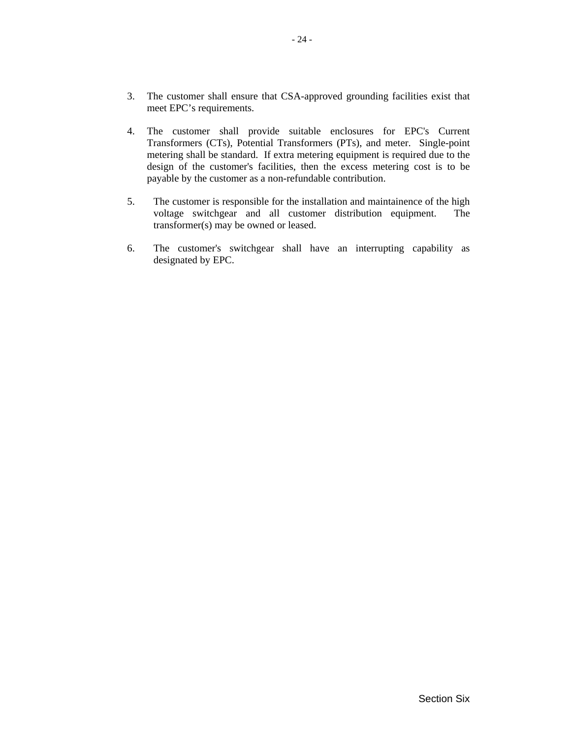3. The customer shall ensure that CSA-approved grounding facilities exist that meet EPC's requirements.

4. The customer shall provide suitable enclosures for EPC's Current Transformers (CTs), Potential Transformers (PTs), and meter. Single-point metering shall be standard. If extra metering equipment is required due to the design of the customer's facilities, then the excess metering cost is to be payable by the customer as a non-refundable contribution.

5. The customer is responsible for the installation and maintainence of the high voltage switchgear and all customer distribution equipment. The transformer(s) may be owned or leased.

6. The customer's switchgear shall have an interrupting capability as designated by EPC.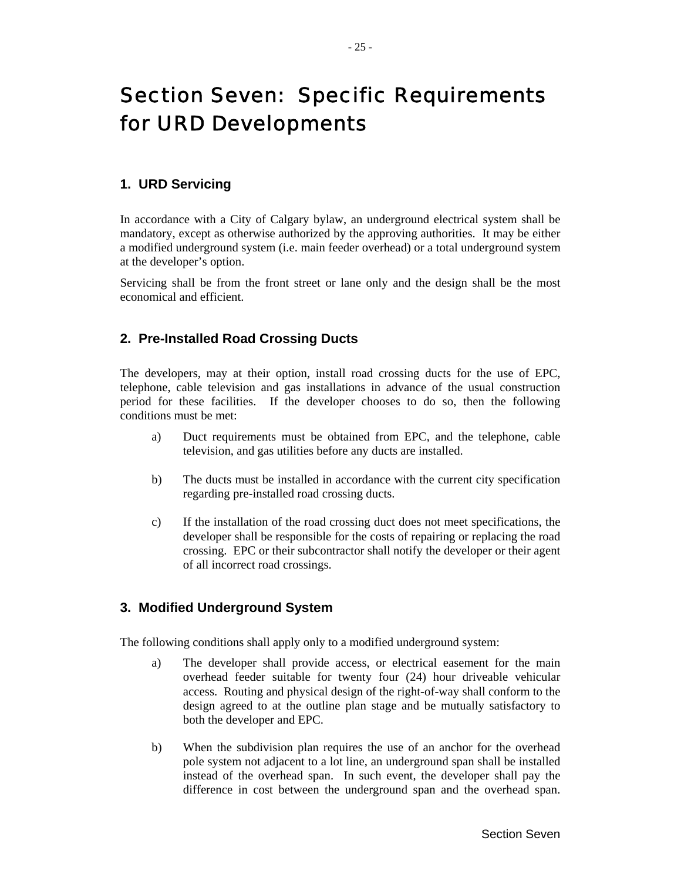# Section Seven: Specific Requirements for URD Developments

## 1. URD Servicing

In accordance with a City of Calgary bylaw, an underground electrical system shall be mandatory, except as otherwise authorized by the approving authorities. It may be either a modified underground system (i.e. main feeder overhead) or a total underground system at the developer's option.

Servicing shall be from the front street or lane only and the design shall be the most economical and efficient.

## 2. Pre-Installed Road Crossing Ducts

The developers, may at their option, install road crossing ducts for the use of EPC, telephone, cable television and gas installations in advance of the usual construction period for these facilities. If the developer chooses to do so, then the following conditions must be met:

a) Duct requirements must be obtained from EPC, and the telephone, cable television, and gas utilities before any ducts are installed.

b) The ducts must be installed in accordance with the current city specification regarding pre-installed road crossing ducts.

c) If the installation of the road crossing duct does not meet specifications, the developer shall be responsible for the costs of repairing or replacing the road crossing. EPC or their subcontractor shall notify the developer or their agent of all incorrect road crossings.

## 3. Modified Underground System

The following conditions shall apply only to a modified underground system:

a) The developer shall provide access, or electrical easement for the main overhead feeder suitable for twenty four (24) hour driveable vehicular access. Routing and physical design of the right-of-way shall conform to the design agreed to at the outline plan stage and be mutually satisfactory to both the developer and EPC.

b) When the subdivision plan requires the use of an anchor for the overhead pole system not adjacent to a lot line, an underground span shall be installed instead of the overhead span. In such event, the developer shall pay the difference in cost between the underground span and the overhead span.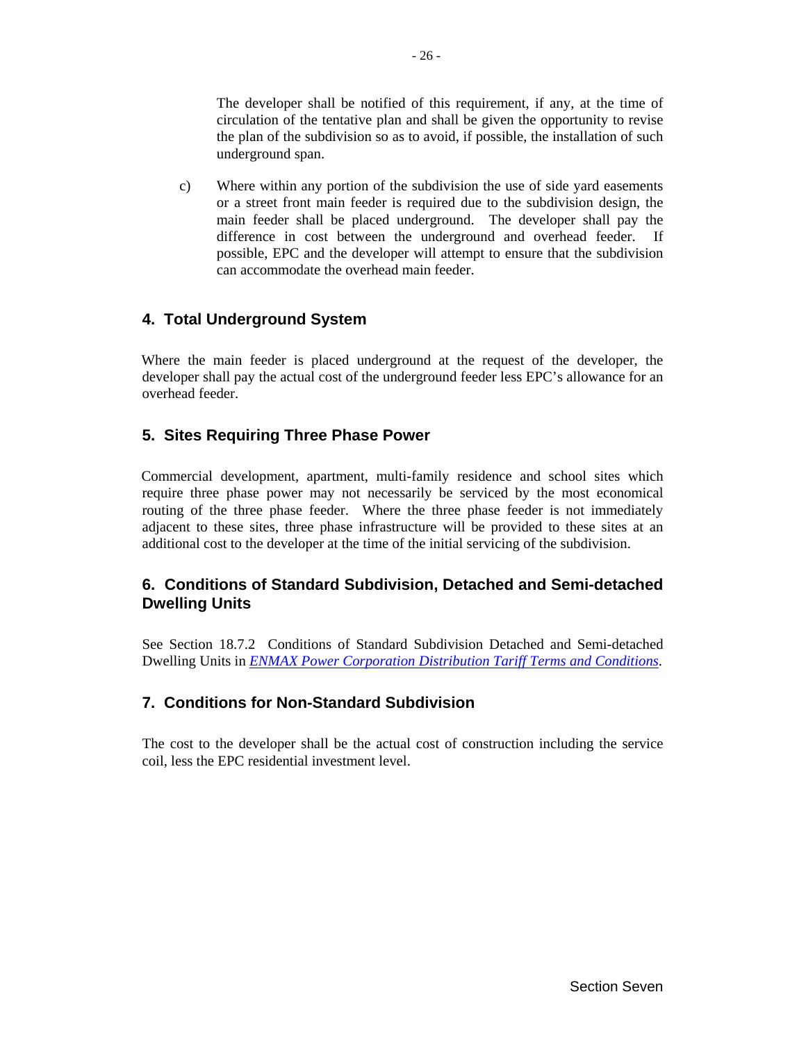The developer shall be notified of this requirement, if any, at the time of circulation of the tentative plan and shall be given the opportunity to revise the plan of the subdivision so as to avoid, if possible, the installation of such underground span.

c) Where within any portion of the subdivision the use of side yard easements or a street front main feeder is required due to the subdivision design, the main feeder shall be placed underground. The developer shall pay the difference in cost between the underground and overhead feeder. If possible, EPC and the developer will attempt to ensure that the subdivision can accommodate the overhead main feeder.

## 4. Total Underground System

Where the main feeder is placed underground at the request of the developer, the developer shall pay the actual cost of the underground feeder less EPC's allowance for an overhead feeder.

## 5. Sites Requiring Three Phase Power

Commercial development, apartment, multi-family residence and school sites which require three phase power may not necessarily be serviced by the most economical routing of the three phase feeder. Where the three phase feeder is not immediately adjacent to these sites, three phase infrastructure will be provided to these sites at an additional cost to the developer at the time of the initial servicing of the subdivision.

## 6. Conditions of Standard Subdivision, Detached and Semi-detached Dwelling Units

See Section 18.7.2 Conditions of Standard Subdivision Detached and Semi-detached Dwelling Units in *ENMAX Power Corporation Distribution Tariff Terms and Conditions*.

## 7. Conditions for Non-Standard Subdivision

The cost to the developer shall be the actual cost of construction including the service coil, less the EPC residential investment level.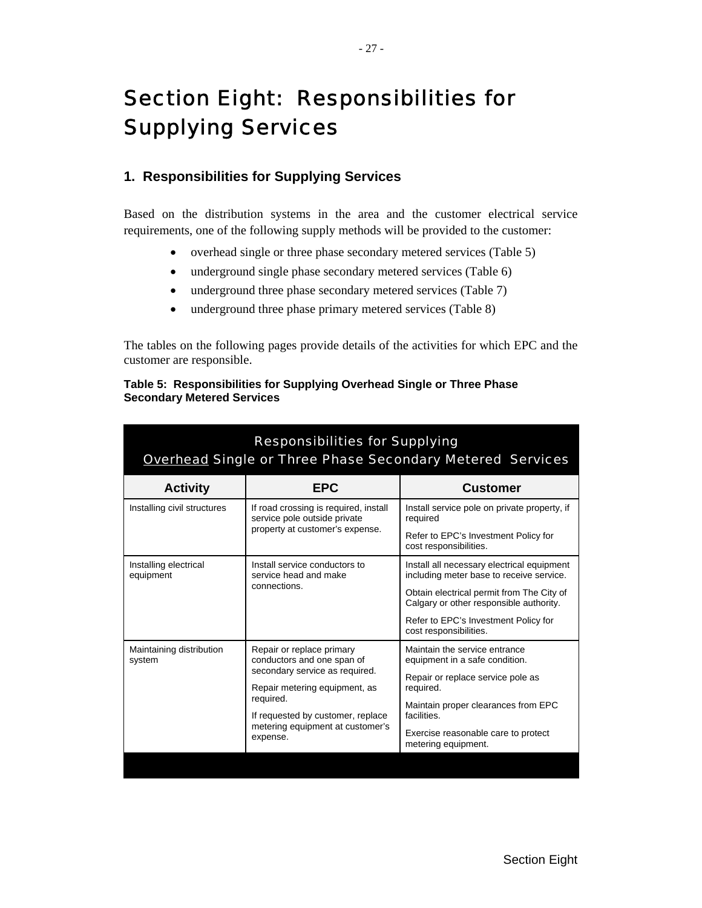# Section Eight: Responsibilities for Supplying Services

## 1. Responsibilities for Supplying Services

Based on the distribution systems in the area and the customer electrical service requirements, one of the following supply methods will be provided to the customer:

- overhead single or three phase secondary metered services (Table 5)
- underground single phase secondary metered services (Table 6)
- underground three phase secondary metered services (Table 7)
- underground three phase primary metered services (Table 8)

The tables on the following pages provide details of the activities for which EPC and the customer are responsible.

**Table 5: Responsibilities for Supplying Overhead Single or Three Phase Secondary Metered Services**

| Responsibilities for Supplying Overhead Single or Three Phase Secondary Metered Services | | |
|---|---|---|
| **Activity** | **EPC** | **Customer** |
| Installing civil structures | If road crossing is required, install service pole outside private property at customer's expense. | Install service pole on private property, if required<br><br>Refer to EPC's Investment Policy for cost responsibilities. |
| Installing electrical equipment | Install service conductors to service head and make connections. | Install all necessary electrical equipment including meter base to receive service.<br><br>Obtain electrical permit from The City of Calgary or other responsible authority.<br><br>Refer to EPC's Investment Policy for cost responsibilities. |
| Maintaining distribution system | Repair or replace primary conductors and one span of secondary service as required.<br><br>Repair metering equipment, as required.<br><br>If requested by customer, replace metering equipment at customer's expense. | Maintain the service entrance equipment in a safe condition.<br><br>Repair or replace service pole as required.<br><br>Maintain proper clearances from EPC facilities.<br><br>Exercise reasonable care to protect metering equipment. |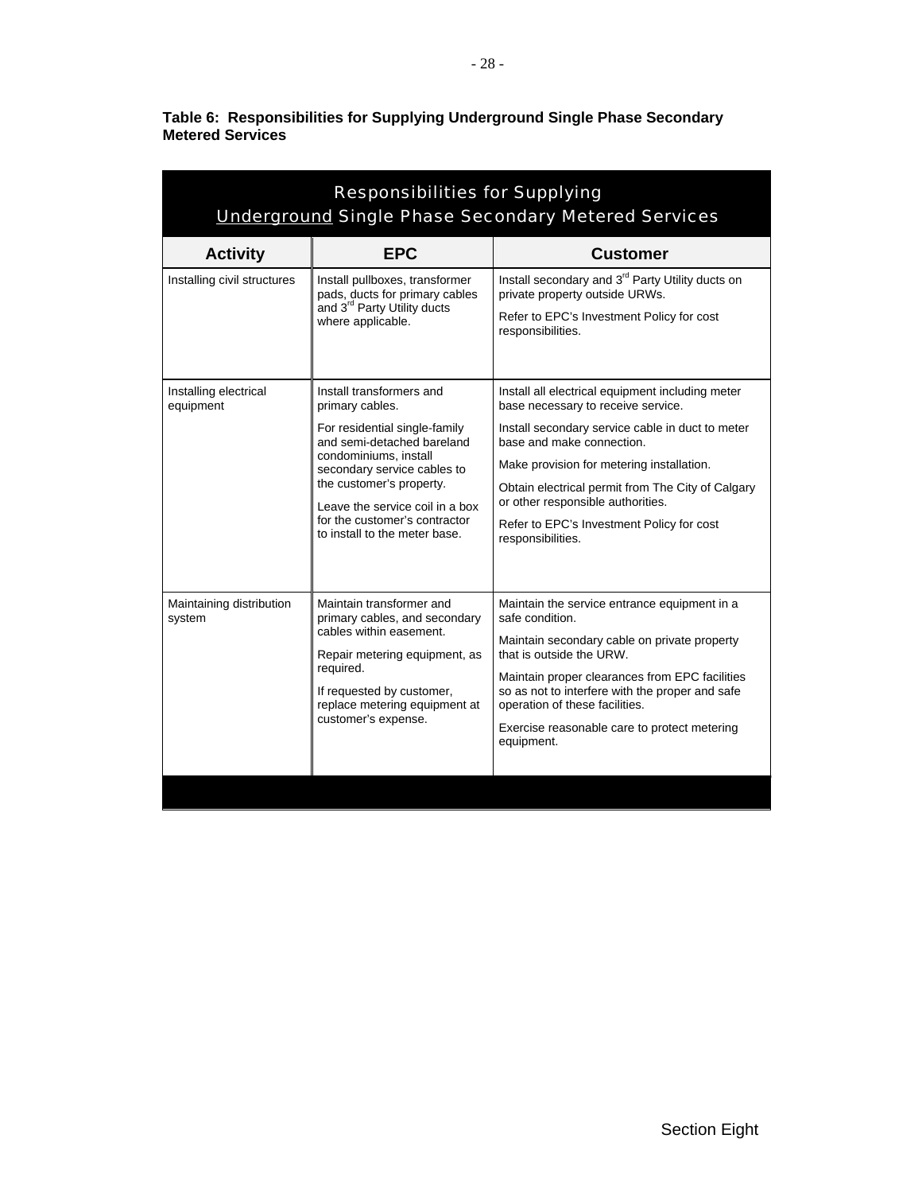**Table 6: Responsibilities for Supplying Underground Single Phase Secondary Metered Services**

| Responsibilities for Supplying Underground Single Phase Secondary Metered Services | | |
|---|---|---|
| **Activity** | **EPC** | **Customer** |
| Installing civil structures | Install pullboxes, transformer pads, ducts for primary cables and 3rd Party Utility ducts where applicable. | Install secondary and 3rd Party Utility ducts on private property outside URWs.<br><br>Refer to EPC's Investment Policy for cost responsibilities. |
| Installing electrical equipment | Install transformers and primary cables.<br><br>For residential single-family and semi-detached bareland condominiums, install secondary service cables to the customer's property.<br><br>Leave the service coil in a box for the customer's contractor to install to the meter base. | Install all electrical equipment including meter base necessary to receive service.<br><br>Install secondary service cable in duct to meter base and make connection.<br><br>Make provision for metering installation.<br><br>Obtain electrical permit from The City of Calgary or other responsible authorities.<br><br>Refer to EPC's Investment Policy for cost responsibilities. |
| Maintaining distribution system | Maintain transformer and primary cables, and secondary cables within easement.<br><br>Repair metering equipment, as required.<br><br>If requested by customer, replace metering equipment at customer's expense. | Maintain the service entrance equipment in a safe condition.<br><br>Maintain secondary cable on private property that is outside the URW.<br><br>Maintain proper clearances from EPC facilities so as not to interfere with the proper and safe operation of these facilities.<br><br>Exercise reasonable care to protect metering equipment. |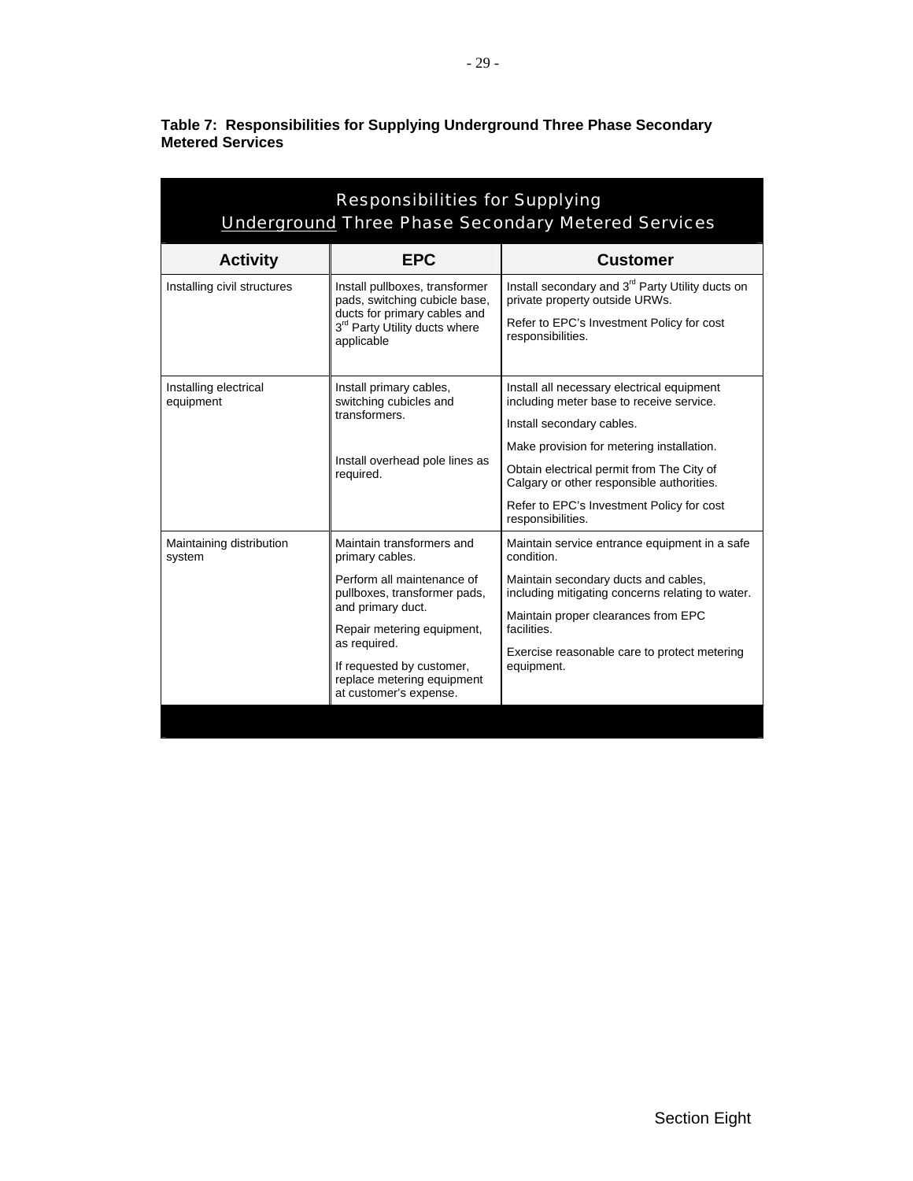**Table 7: Responsibilities for Supplying Underground Three Phase Secondary Metered Services**

| Responsibilities for Supplying Underground Three Phase Secondary Metered Services | | |
|---|---|---|
| **Activity** | **EPC** | **Customer** |
| Installing civil structures | Install pullboxes, transformer pads, switching cubicle base, ducts for primary cables and 3rd Party Utility ducts where applicable | Install secondary and 3rd Party Utility ducts on private property outside URWs.<br><br>Refer to EPC's Investment Policy for cost responsibilities. |
| Installing electrical equipment | Install primary cables, switching cubicles and transformers.<br><br>Install overhead pole lines as required. | Install all necessary electrical equipment including meter base to receive service.<br><br>Install secondary cables.<br><br>Make provision for metering installation.<br><br>Obtain electrical permit from The City of Calgary or other responsible authorities.<br><br>Refer to EPC's Investment Policy for cost responsibilities. |
| Maintaining distribution system | Maintain transformers and primary cables.<br><br>Perform all maintenance of pullboxes, transformer pads, and primary duct.<br><br>Repair metering equipment, as required.<br><br>If requested by customer, replace metering equipment at customer's expense. | Maintain service entrance equipment in a safe condition.<br><br>Maintain secondary ducts and cables, including mitigating concerns relating to water.<br><br>Maintain proper clearances from EPC facilities.<br><br>Exercise reasonable care to protect metering equipment. |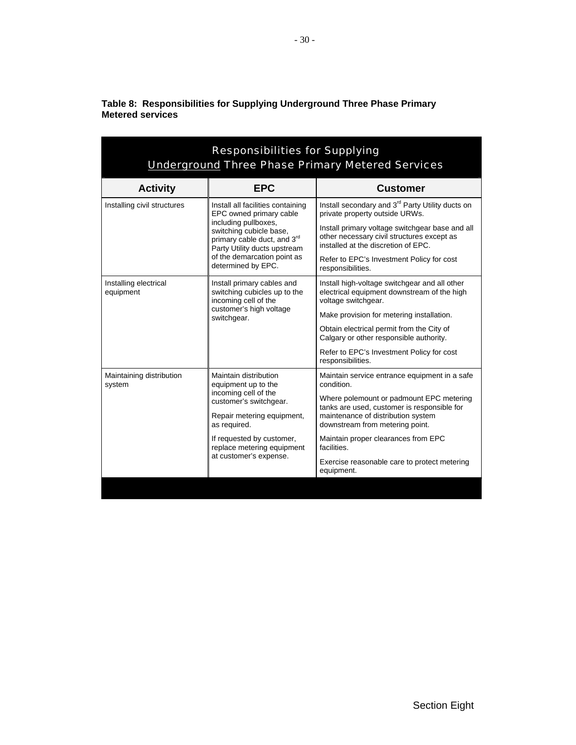**Table 8: Responsibilities for Supplying Underground Three Phase Primary Metered services**

| Responsibilities for Supplying Underground Three Phase Primary Metered Services | | |
|---|---|---|
| **Activity** | **EPC** | **Customer** |
| Installing civil structures | Install all facilities containing EPC owned primary cable including pullboxes, switching cubicle base, primary cable duct, and 3rd Party Utility ducts upstream of the demarcation point as determined by EPC. | Install secondary and 3rd Party Utility ducts on private property outside URWs.<br><br>Install primary voltage switchgear base and all other necessary civil structures except as installed at the discretion of EPC.<br><br>Refer to EPC's Investment Policy for cost responsibilities. |
| Installing electrical equipment | Install primary cables and switching cubicles up to the incoming cell of the customer's high voltage switchgear. | Install high-voltage switchgear and all other electrical equipment downstream of the high voltage switchgear.<br><br>Make provision for metering installation.<br><br>Obtain electrical permit from the City of Calgary or other responsible authority.<br><br>Refer to EPC's Investment Policy for cost responsibilities. |
| Maintaining distribution system | Maintain distribution equipment up to the incoming cell of the customer's switchgear.<br><br>Repair metering equipment, as required.<br><br>If requested by customer, replace metering equipment at customer's expense. | Maintain service entrance equipment in a safe condition.<br><br>Where polemount or padmount EPC metering tanks are used, customer is responsible for maintenance of distribution system downstream from metering point.<br><br>Maintain proper clearances from EPC facilities.<br><br>Exercise reasonable care to protect metering equipment. |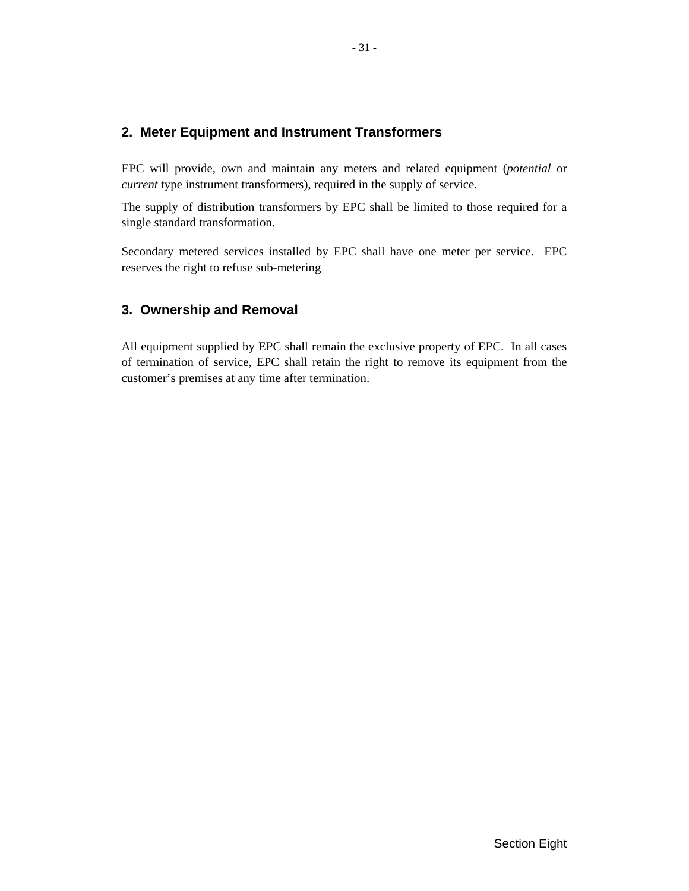## 2. Meter Equipment and Instrument Transformers

EPC will provide, own and maintain any meters and related equipment (*potential* or *current* type instrument transformers), required in the supply of service.

The supply of distribution transformers by EPC shall be limited to those required for a single standard transformation.

Secondary metered services installed by EPC shall have one meter per service. EPC reserves the right to refuse sub-metering

## 3. Ownership and Removal

All equipment supplied by EPC shall remain the exclusive property of EPC. In all cases of termination of service, EPC shall retain the right to remove its equipment from the customer's premises at any time after termination.